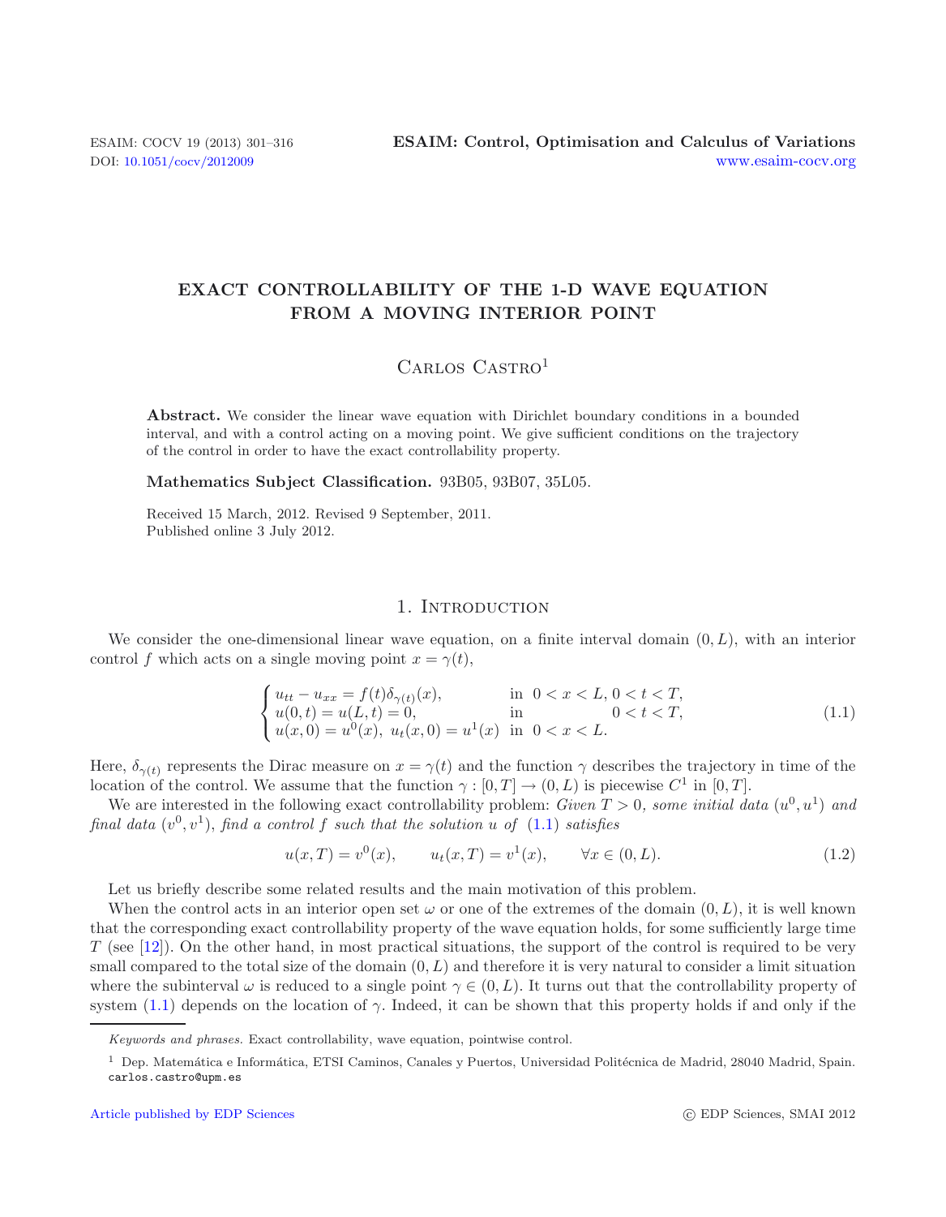# EXACT CONTROLLABILITY OF THE 1-D WAVE EQUATION FROM A MOVING INTERIOR POINT

Carlos Castro[1]

**Abstract.** We consider the linear wave equation with Dirichlet boundary conditions in a bounded interval, and with a control acting on a moving point. We give sufficient conditions on the trajectory of the control in order to have the exact controllability property.

**Mathematics Subject Classification.** 93B05, 93B07, 35L05.

Received 15 March, 2012. Revised 9 September, 2011.
Published online 3 July 2012.

## 1. Introduction

We consider the one-dimensional linear wave equation, on a finite interval domain $(0, L)$, with an interior control $f$ which acts on a single moving point $x = \gamma(t)$,

$$\begin{cases} u_{tt} - u_{xx} = f(t)\delta_{\gamma(t)}(x), & \text{in } 0 < x < L, 0 < t < T, \\ u(0,t) = u(L,t) = 0, & \text{in } \quad\quad\quad\; 0 < t < T, \\ u(x,0) = u^0(x),\ u_t(x,0) = u^1(x) & \text{in } 0 < x < L. \end{cases} \tag{1.1}$$

Here, $\delta_{\gamma(t)}$ represents the Dirac measure on $x = \gamma(t)$ and the function $\gamma$ describes the trajectory in time of the location of the control. We assume that the function $\gamma : [0, T] \to (0, L)$ is piecewise $C^1$ in $[0, T]$.

We are interested in the following exact controllability problem: *Given $T > 0$, some initial data $(u^0, u^1)$ and final data $(v^0, v^1)$, find a control $f$ such that the solution $u$ of (1.1) satisfies*

$$u(x,T) = v^0(x), \qquad u_t(x,T) = v^1(x), \qquad \forall x \in (0, L). \tag{1.2}$$

Let us briefly describe some related results and the main motivation of this problem.

When the control acts in an interior open set $\omega$ or one of the extremes of the domain $(0, L)$, it is well known that the corresponding exact controllability property of the wave equation holds, for some sufficiently large time $T$ (see [12]). On the other hand, in most practical situations, the support of the control is required to be very small compared to the total size of the domain $(0, L)$ and therefore it is very natural to consider a limit situation where the subinterval $\omega$ is reduced to a single point $\gamma \in (0, L)$. It turns out that the controllability property of system (1.1) depends on the location of $\gamma$. Indeed, it can be shown that this property holds if and only if the

*Keywords and phrases.* Exact controllability, wave equation, pointwise control.

[1] Dep. Matemática e Informática, ETSI Caminos, Canales y Puertos, Universidad Politécnica de Madrid, 28040 Madrid, Spain. carlos.castro@upm.es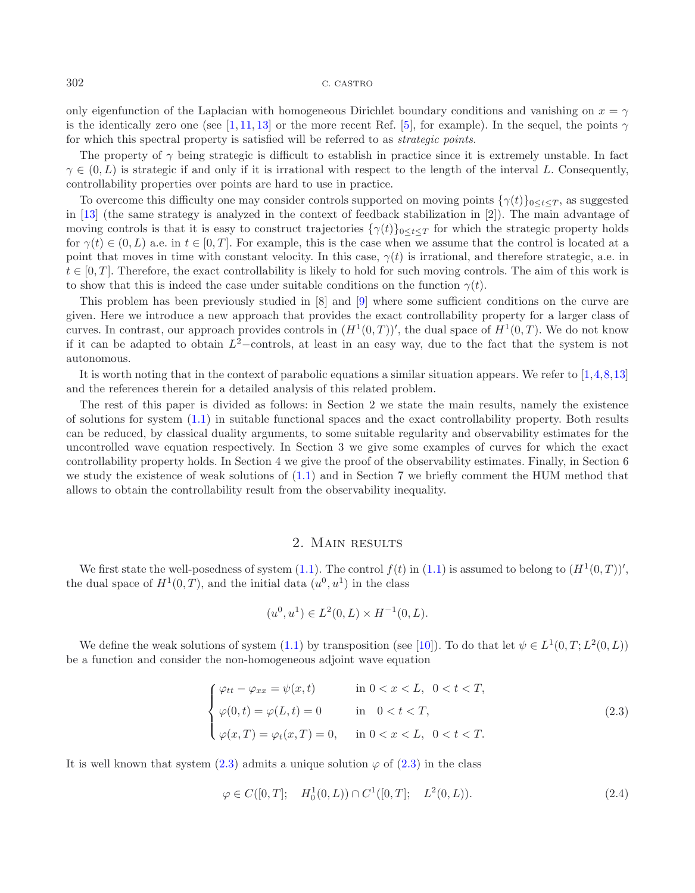only eigenfunction of the Laplacian with homogeneous Dirichlet boundary conditions and vanishing on $x = \gamma$ is the identically zero one (see [1, 11, 13] or the more recent Ref. [5], for example). In the sequel, the points $\gamma$ for which this spectral property is satisfied will be referred to as *strategic points*.

The property of $\gamma$ being strategic is difficult to establish in practice since it is extremely unstable. In fact $\gamma \in (0, L)$ is strategic if and only if it is irrational with respect to the length of the interval $L$. Consequently, controllability properties over points are hard to use in practice.

To overcome this difficulty one may consider controls supported on moving points $\{\gamma(t)\}_{0 \leq t \leq T}$, as suggested in [13] (the same strategy is analyzed in the context of feedback stabilization in [2]). The main advantage of moving controls is that it is easy to construct trajectories $\{\gamma(t)\}_{0 \leq t \leq T}$ for which the strategic property holds for $\gamma(t) \in (0, L)$ a.e. in $t \in [0, T]$. For example, this is the case when we assume that the control is located at a point that moves in time with constant velocity. In this case, $\gamma(t)$ is irrational, and therefore strategic, a.e. in $t \in [0, T]$. Therefore, the exact controllability is likely to hold for such moving controls. The aim of this work is to show that this is indeed the case under suitable conditions on the function $\gamma(t)$.

This problem has been previously studied in [8] and [9] where some sufficient conditions on the curve are given. Here we introduce a new approach that provides the exact controllability property for a larger class of curves. In contrast, our approach provides controls in $(H^1(0, T))'$, the dual space of $H^1(0, T)$. We do not know if it can be adapted to obtain $L^2-$controls, at least in an easy way, due to the fact that the system is not autonomous.

It is worth noting that in the context of parabolic equations a similar situation appears. We refer to [1, 4, 8, 13] and the references therein for a detailed analysis of this related problem.

The rest of this paper is divided as follows: in Section 2 we state the main results, namely the existence of solutions for system (1.1) in suitable functional spaces and the exact controllability property. Both results can be reduced, by classical duality arguments, to some suitable regularity and observability estimates for the uncontrolled wave equation respectively. In Section 3 we give some examples of curves for which the exact controllability property holds. In Section 4 we give the proof of the observability estimates. Finally, in Section 6 we study the existence of weak solutions of (1.1) and in Section 7 we briefly comment the HUM method that allows to obtain the controllability result from the observability inequality.

## 2. Main results

We first state the well-posedness of system (1.1). The control $f(t)$ in (1.1) is assumed to belong to $(H^1(0, T))'$, the dual space of $H^1(0, T)$, and the initial data $(u^0, u^1)$ in the class

$$(u^0, u^1) \in L^2(0, L) \times H^{-1}(0, L).$$

We define the weak solutions of system (1.1) by transposition (see [10]). To do that let $\psi \in L^1(0, T; L^2(0, L))$ be a function and consider the non-homogeneous adjoint wave equation

$$\begin{cases} \varphi_{tt} - \varphi_{xx} = \psi(x, t) & \text{in } 0 < x < L, \;\; 0 < t < T, \\ \varphi(0, t) = \varphi(L, t) = 0 & \text{in } \;\; 0 < t < T, \\ \varphi(x, T) = \varphi_t(x, T) = 0, & \text{in } 0 < x < L, \;\; 0 < t < T. \end{cases} \tag{2.3}$$

It is well known that system (2.3) admits a unique solution $\varphi$ of (2.3) in the class

$$\varphi \in C([0, T]; \quad H_0^1(0, L)) \cap C^1([0, T]; \quad L^2(0, L)). \tag{2.4}$$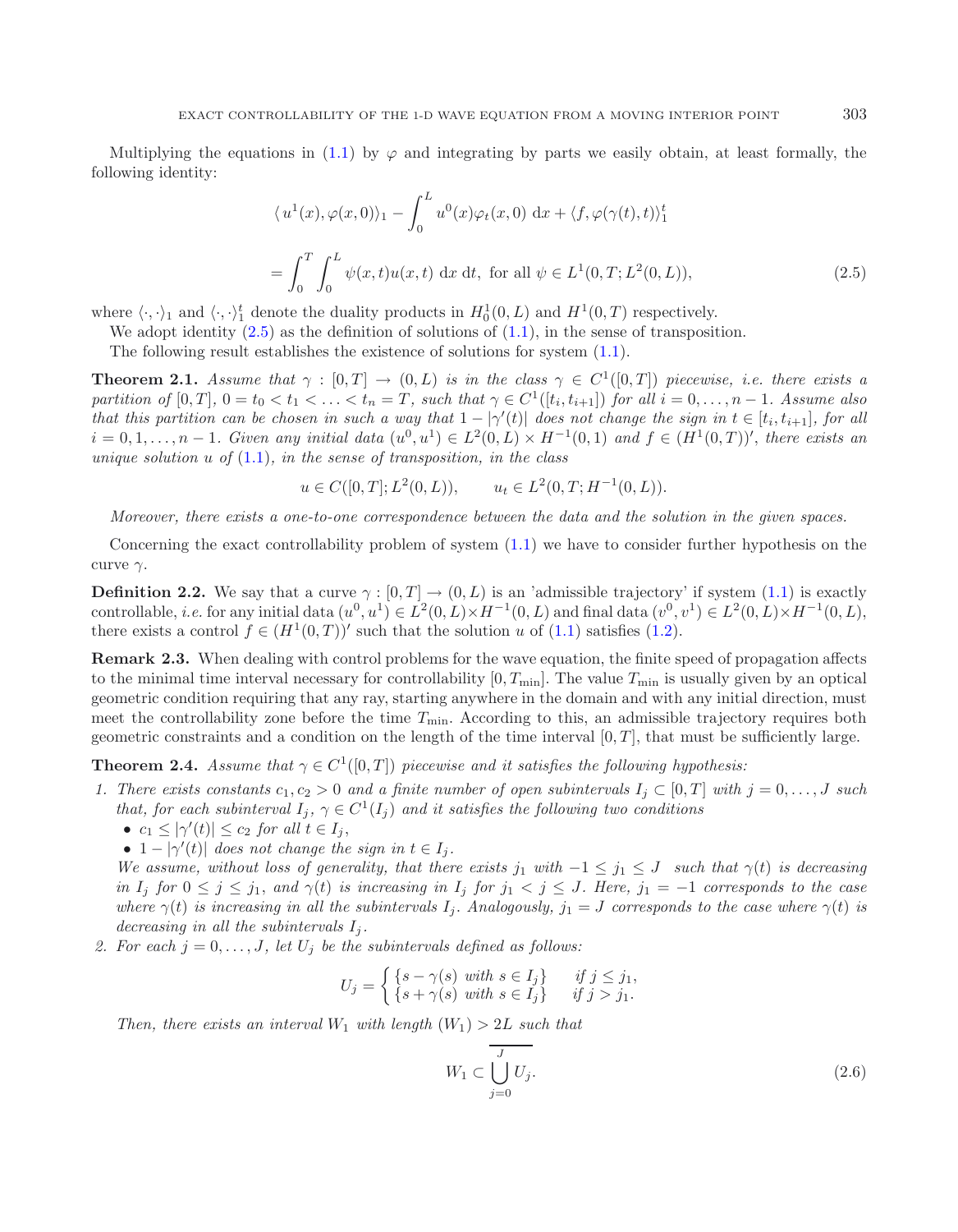Multiplying the equations in (1.1) by $\varphi$ and integrating by parts we easily obtain, at least formally, the following identity:

$$\langle u^1(x), \varphi(x,0)\rangle_1 - \int_0^L u^0(x)\varphi_t(x,0)\ \mathrm{d}x + \langle f, \varphi(\gamma(t),t)\rangle_1^t$$

$$= \int_0^T \int_0^L \psi(x,t)u(x,t)\ \mathrm{d}x\ \mathrm{d}t,\ \text{for all}\ \psi \in L^1(0,T;L^2(0,L)), \tag{2.5}$$

where $\langle\cdot,\cdot\rangle_1$ and $\langle\cdot,\cdot\rangle_1^t$ denote the duality products in $H_0^1(0,L)$ and $H^1(0,T)$ respectively.

We adopt identity (2.5) as the definition of solutions of (1.1), in the sense of transposition.

The following result establishes the existence of solutions for system (1.1).

**Theorem 2.1.** *Assume that $\gamma : [0,T] \to (0,L)$ is in the class $\gamma \in C^1([0,T])$ piecewise, i.e. there exists a partition of $[0,T]$, $0 = t_0 < t_1 < \ldots < t_n = T$, such that $\gamma \in C^1([t_i, t_{i+1}])$ for all $i = 0,\ldots,n-1$. Assume also that this partition can be chosen in such a way that $1 - |\gamma'(t)|$ does not change the sign in $t \in [t_i, t_{i+1}]$, for all $i = 0,1,\ldots,n-1$. Given any initial data $(u^0, u^1) \in L^2(0,L) \times H^{-1}(0,1)$ and $f \in (H^1(0,T))'$, there exists an unique solution $u$ of (1.1), in the sense of transposition, in the class*

$$u \in C([0,T]; L^2(0,L)), \qquad u_t \in L^2(0,T; H^{-1}(0,L)).$$

*Moreover, there exists a one-to-one correspondence between the data and the solution in the given spaces.*

Concerning the exact controllability problem of system (1.1) we have to consider further hypothesis on the curve $\gamma$.

**Definition 2.2.** We say that a curve $\gamma : [0,T] \to (0,L)$ is an 'admissible trajectory' if system (1.1) is exactly controllable, *i.e.* for any initial data $(u^0,u^1) \in L^2(0,L)\times H^{-1}(0,L)$ and final data $(v^0,v^1) \in L^2(0,L)\times H^{-1}(0,L)$, there exists a control $f \in (H^1(0,T))'$ such that the solution $u$ of (1.1) satisfies (1.2).

**Remark 2.3.** When dealing with control problems for the wave equation, the finite speed of propagation affects to the minimal time interval necessary for controllability $[0, T_{\min}]$. The value $T_{\min}$ is usually given by an optical geometric condition requiring that any ray, starting anywhere in the domain and with any initial direction, must meet the controllability zone before the time $T_{\min}$. According to this, an admissible trajectory requires both geometric constraints and a condition on the length of the time interval $[0,T]$, that must be sufficiently large.

**Theorem 2.4.** *Assume that $\gamma \in C^1([0,T])$ piecewise and it satisfies the following hypothesis:*

1. *There exists constants $c_1, c_2 > 0$ and a finite number of open subintervals $I_j \subset [0,T]$ with $j = 0,\ldots,J$ such that, for each subinterval $I_j$, $\gamma \in C^1(I_j)$ and it satisfies the following two conditions*
   - *$c_1 \leq |\gamma'(t)| \leq c_2$ for all $t \in I_j$,*
   - *$1 - |\gamma'(t)|$ does not change the sign in $t \in I_j$.*

   *We assume, without loss of generality, that there exists $j_1$ with $-1 \leq j_1 \leq J$ such that $\gamma(t)$ is decreasing in $I_j$ for $0 \leq j \leq j_1$, and $\gamma(t)$ is increasing in $I_j$ for $j_1 < j \leq J$. Here, $j_1 = -1$ corresponds to the case where $\gamma(t)$ is increasing in all the subintervals $I_j$. Analogously, $j_1 = J$ corresponds to the case where $\gamma(t)$ is decreasing in all the subintervals $I_j$.*
2. *For each $j = 0,\ldots,J$, let $U_j$ be the subintervals defined as follows:*

$$U_j = \begin{cases} \{s - \gamma(s)\ \text{with}\ s \in I_j\} & \text{if}\ j \leq j_1, \\ \{s + \gamma(s)\ \text{with}\ s \in I_j\} & \text{if}\ j > j_1. \end{cases}$$

   *Then, there exists an interval $W_1$ with length $(W_1) > 2L$ such that*

$$W_1 \subset \overline{\bigcup_{j=0}^{J} U_j}. \tag{2.6}$$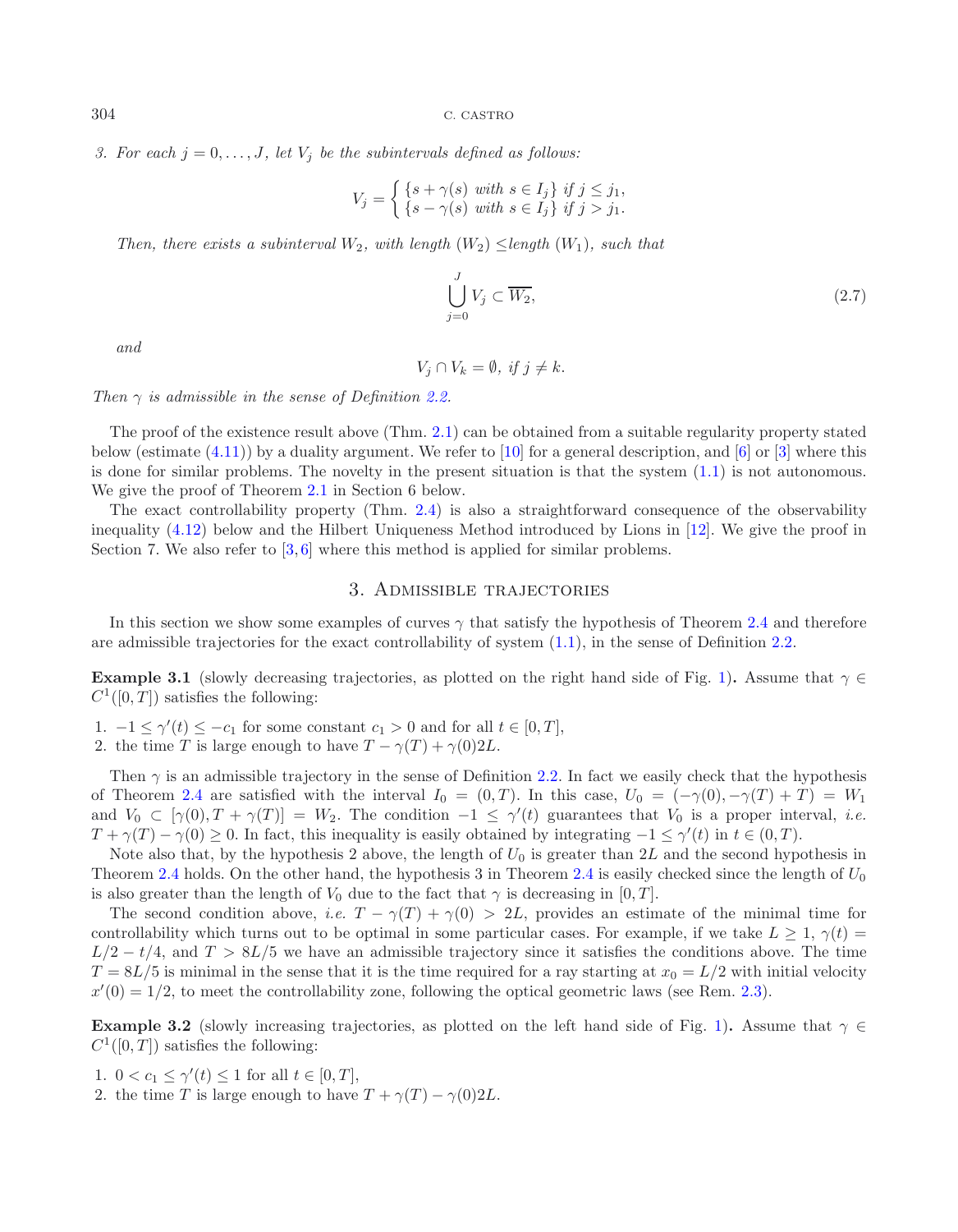*3. For each $j = 0, \ldots, J$, let $V_j$ be the subintervals defined as follows:*

$$V_j = \begin{cases} \{s + \gamma(s) \text{ with } s \in I_j\} \text{ if } j \leq j_1, \\ \{s - \gamma(s) \text{ with } s \in I_j\} \text{ if } j > j_1. \end{cases}$$

*Then, there exists a subinterval $W_2$, with length $(W_2) \leq$length $(W_1)$, such that*

$$\bigcup_{j=0}^{J} V_j \subset \overline{W_2}, \tag{2.7}$$

*and*

$$V_j \cap V_k = \emptyset, \text{ if } j \neq k.$$

*Then $\gamma$ is admissible in the sense of Definition 2.2.*

The proof of the existence result above (Thm. 2.1) can be obtained from a suitable regularity property stated below (estimate (4.11)) by a duality argument. We refer to [10] for a general description, and [6] or [3] where this is done for similar problems. The novelty in the present situation is that the system (1.1) is not autonomous. We give the proof of Theorem 2.1 in Section 6 below.

The exact controllability property (Thm. 2.4) is also a straightforward consequence of the observability inequality (4.12) below and the Hilbert Uniqueness Method introduced by Lions in [12]. We give the proof in Section 7. We also refer to [3,6] where this method is applied for similar problems.

## 3. Admissible trajectories

In this section we show some examples of curves $\gamma$ that satisfy the hypothesis of Theorem 2.4 and therefore are admissible trajectories for the exact controllability of system (1.1), in the sense of Definition 2.2.

**Example 3.1** (slowly decreasing trajectories, as plotted on the right hand side of Fig. 1)**.** Assume that $\gamma \in C^1([0,T])$ satisfies the following:

1. $-1 \leq \gamma'(t) \leq -c_1$ for some constant $c_1 > 0$ and for all $t \in [0,T]$,
2. the time $T$ is large enough to have $T - \gamma(T) + \gamma(0)2L$.

Then $\gamma$ is an admissible trajectory in the sense of Definition 2.2. In fact we easily check that the hypothesis of Theorem 2.4 are satisfied with the interval $I_0 = (0,T)$. In this case, $U_0 = (-\gamma(0), -\gamma(T) + T) = W_1$ and $V_0 \subset [\gamma(0), T + \gamma(T)] = W_2$. The condition $-1 \leq \gamma'(t)$ guarantees that $V_0$ is a proper interval, *i.e.* $T + \gamma(T) - \gamma(0) \geq 0$. In fact, this inequality is easily obtained by integrating $-1 \leq \gamma'(t)$ in $t \in (0,T)$.

Note also that, by the hypothesis 2 above, the length of $U_0$ is greater than $2L$ and the second hypothesis in Theorem 2.4 holds. On the other hand, the hypothesis 3 in Theorem 2.4 is easily checked since the length of $U_0$ is also greater than the length of $V_0$ due to the fact that $\gamma$ is decreasing in $[0,T]$.

The second condition above, *i.e.* $T - \gamma(T) + \gamma(0) > 2L$, provides an estimate of the minimal time for controllability which turns out to be optimal in some particular cases. For example, if we take $L \geq 1$, $\gamma(t) = L/2 - t/4$, and $T > 8L/5$ we have an admissible trajectory since it satisfies the conditions above. The time $T = 8L/5$ is minimal in the sense that it is the time required for a ray starting at $x_0 = L/2$ with initial velocity $x'(0) = 1/2$, to meet the controllability zone, following the optical geometric laws (see Rem. 2.3).

**Example 3.2** (slowly increasing trajectories, as plotted on the left hand side of Fig. 1)**.** Assume that $\gamma \in C^1([0,T])$ satisfies the following:

1. $0 < c_1 \leq \gamma'(t) \leq 1$ for all $t \in [0,T]$,
2. the time $T$ is large enough to have $T + \gamma(T) - \gamma(0)2L$.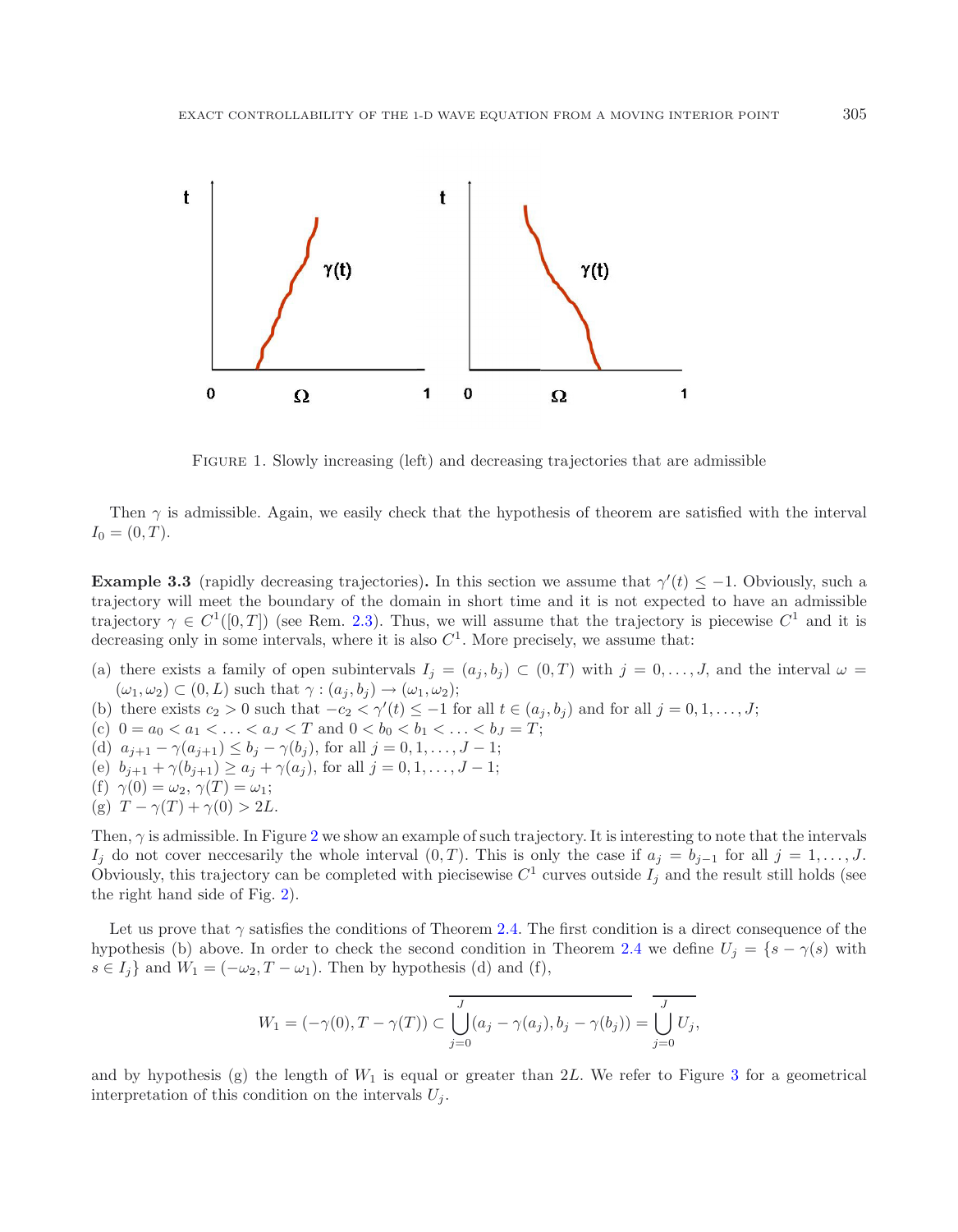FIGURE 1. Slowly increasing (left) and decreasing trajectories that are admissible

Then $\gamma$ is admissible. Again, we easily check that the hypothesis of theorem are satisfied with the interval $I_0 = (0, T)$.

**Example 3.3** (rapidly decreasing trajectories)**.** In this section we assume that $\gamma'(t) \leq -1$. Obviously, such a trajectory will meet the boundary of the domain in short time and it is not expected to have an admissible trajectory $\gamma \in C^1([0, T])$ (see Rem. 2.3). Thus, we will assume that the trajectory is piecewise $C^1$ and it is decreasing only in some intervals, where it is also $C^1$. More precisely, we assume that:

(a) there exists a family of open subintervals $I_j = (a_j, b_j) \subset (0, T)$ with $j = 0, \ldots, J$, and the interval $\omega = (\omega_1, \omega_2) \subset (0, L)$ such that $\gamma : (a_j, b_j) \to (\omega_1, \omega_2)$;
(b) there exists $c_2 > 0$ such that $-c_2 < \gamma'(t) \leq -1$ for all $t \in (a_j, b_j)$ and for all $j = 0, 1, \ldots, J$;
(c) $0 = a_0 < a_1 < \ldots < a_J < T$ and $0 < b_0 < b_1 < \ldots < b_J = T$;
(d) $a_{j+1} - \gamma(a_{j+1}) \leq b_j - \gamma(b_j)$, for all $j = 0, 1, \ldots, J - 1$;
(e) $b_{j+1} + \gamma(b_{j+1}) \geq a_j + \gamma(a_j)$, for all $j = 0, 1, \ldots, J - 1$;
(f) $\gamma(0) = \omega_2$, $\gamma(T) = \omega_1$;
(g) $T - \gamma(T) + \gamma(0) > 2L$.

Then, $\gamma$ is admissible. In Figure 2 we show an example of such trajectory. It is interesting to note that the intervals $I_j$ do not cover neccesarily the whole interval $(0, T)$. This is only the case if $a_j = b_{j-1}$ for all $j = 1, \ldots, J$. Obviously, this trajectory can be completed with piecewise $C^1$ curves outside $I_j$ and the result still holds (see the right hand side of Fig. 2).

Let us prove that $\gamma$ satisfies the conditions of Theorem 2.4. The first condition is a direct consequence of the hypothesis (b) above. In order to check the second condition in Theorem 2.4 we define $U_j = \{s - \gamma(s)$ with $s \in I_j\}$ and $W_1 = (-\omega_2, T - \omega_1)$. Then by hypothesis (d) and (f),

$$W_1 = (-\gamma(0), T - \gamma(T)) \subset \overline{\bigcup_{j=0}^{J} (a_j - \gamma(a_j), b_j - \gamma(b_j))} = \overline{\bigcup_{j=0}^{J} U_j},$$

and by hypothesis (g) the length of $W_1$ is equal or greater than $2L$. We refer to Figure 3 for a geometrical interpretation of this condition on the intervals $U_j$.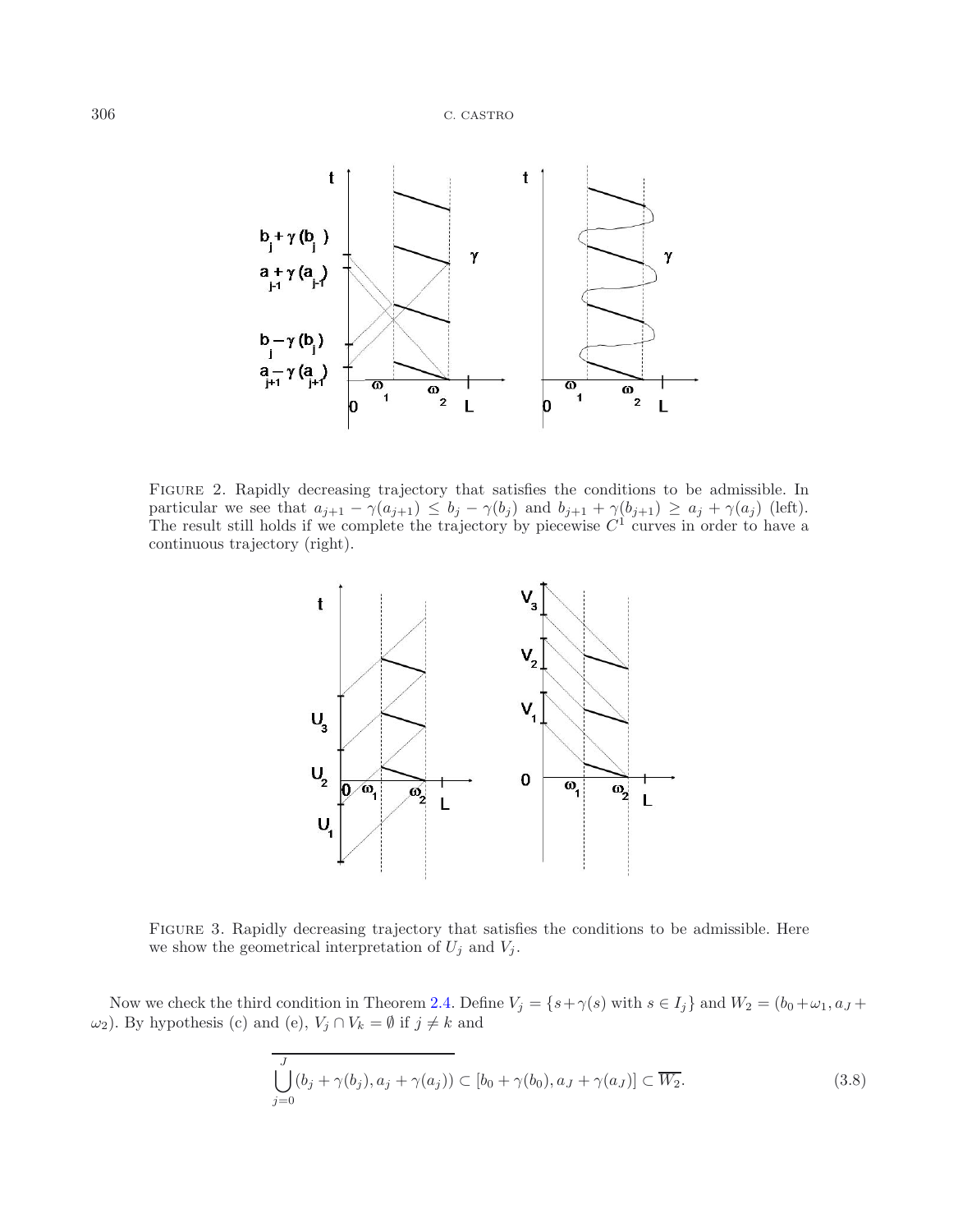Figure 2. Rapidly decreasing trajectory that satisfies the conditions to be admissible. In particular we see that $a_{j+1} - \gamma(a_{j+1}) \leq b_j - \gamma(b_j)$ and $b_{j+1} + \gamma(b_{j+1}) \geq a_j + \gamma(a_j)$ (left). The result still holds if we complete the trajectory by piecewise $C^1$ curves in order to have a continuous trajectory (right).

Figure 3. Rapidly decreasing trajectory that satisfies the conditions to be admissible. Here we show the geometrical interpretation of $U_j$ and $V_j$.

Now we check the third condition in Theorem 2.4. Define $V_j = \{s + \gamma(s) \text{ with } s \in I_j\}$ and $W_2 = (b_0 + \omega_1, a_J + \omega_2)$. By hypothesis (c) and (e), $V_j \cap V_k = \emptyset$ if $j \neq k$ and

$$\overline{\bigcup_{j=0}^{J} (b_j + \gamma(b_j), a_j + \gamma(a_j))} \subset [b_0 + \gamma(b_0), a_J + \gamma(a_J)] \subset \overline{W_2}. \tag{3.8}$$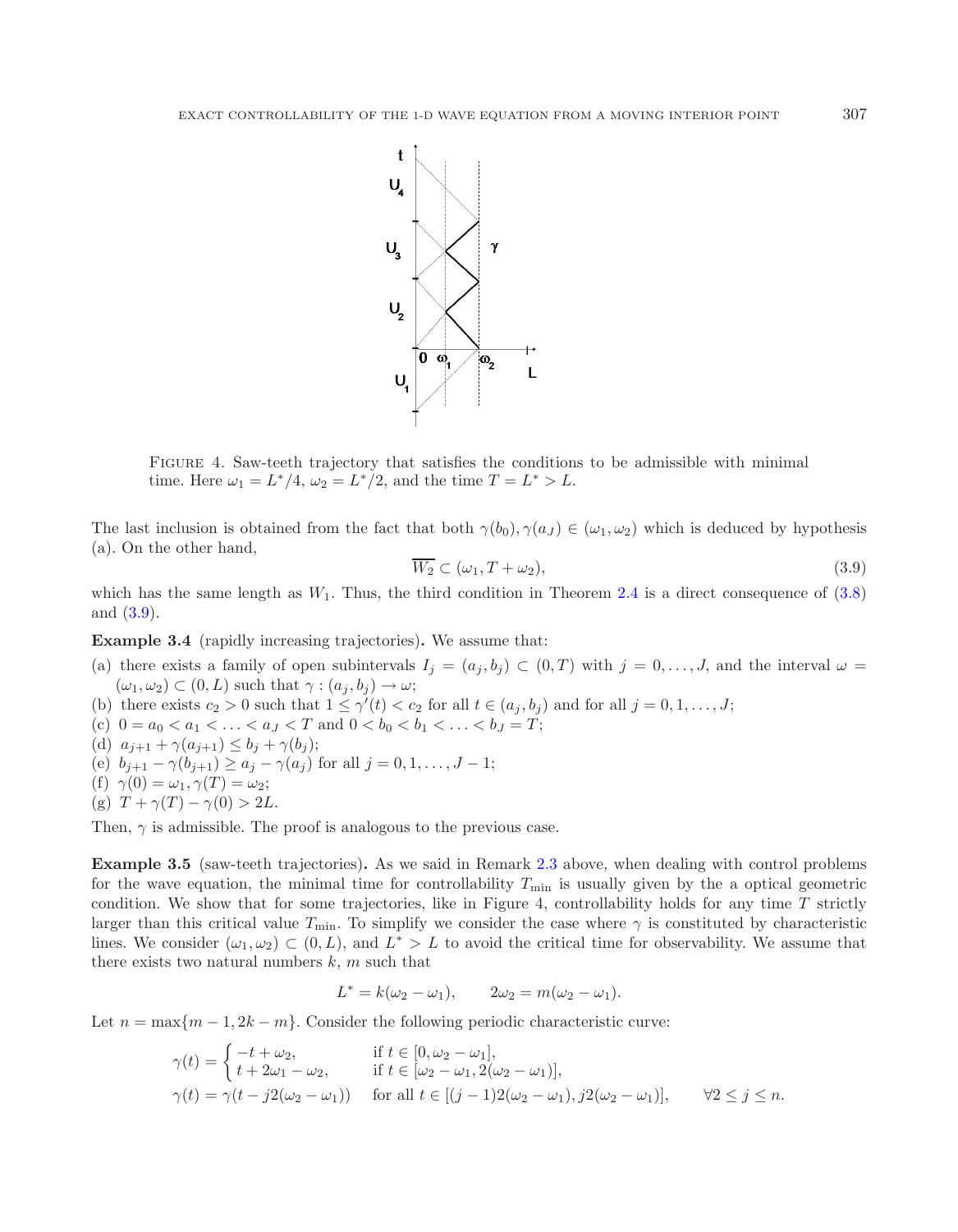FIGURE 4. Saw-teeth trajectory that satisfies the conditions to be admissible with minimal time. Here $\omega_1 = L^*/4$, $\omega_2 = L^*/2$, and the time $T = L^* > L$.

The last inclusion is obtained from the fact that both $\gamma(b_0), \gamma(a_J) \in (\omega_1, \omega_2)$ which is deduced by hypothesis (a). On the other hand,

$$\overline{W_2} \subset (\omega_1, T + \omega_2), \tag{3.9}$$

which has the same length as $W_1$. Thus, the third condition in Theorem 2.4 is a direct consequence of (3.8) and (3.9).

**Example 3.4** (rapidly increasing trajectories)**.** We assume that:

(a) there exists a family of open subintervals $I_j = (a_j, b_j) \subset (0, T)$ with $j = 0, \ldots, J$, and the interval $\omega = (\omega_1, \omega_2) \subset (0, L)$ such that $\gamma : (a_j, b_j) \to \omega$;
(b) there exists $c_2 > 0$ such that $1 \leq \gamma'(t) < c_2$ for all $t \in (a_j, b_j)$ and for all $j = 0, 1, \ldots, J$;
(c) $0 = a_0 < a_1 < \ldots < a_J < T$ and $0 < b_0 < b_1 < \ldots < b_J = T$;
(d) $a_{j+1} + \gamma(a_{j+1}) \leq b_j + \gamma(b_j)$;
(e) $b_{j+1} - \gamma(b_{j+1}) \geq a_j - \gamma(a_j)$ for all $j = 0, 1, \ldots, J - 1$;
(f) $\gamma(0) = \omega_1, \gamma(T) = \omega_2$;
(g) $T + \gamma(T) - \gamma(0) > 2L$.

Then, $\gamma$ is admissible. The proof is analogous to the previous case.

**Example 3.5** (saw-teeth trajectories)**.** As we said in Remark 2.3 above, when dealing with control problems for the wave equation, the minimal time for controllability $T_{\min}$ is usually given by the a optical geometric condition. We show that for some trajectories, like in Figure 4, controllability holds for any time $T$ strictly larger than this critical value $T_{\min}$. To simplify we consider the case where $\gamma$ is constituted by characteristic lines. We consider $(\omega_1, \omega_2) \subset (0, L)$, and $L^* > L$ to avoid the critical time for observability. We assume that there exists two natural numbers $k$, $m$ such that

$$L^* = k(\omega_2 - \omega_1), \qquad 2\omega_2 = m(\omega_2 - \omega_1).$$

Let $n = \max\{m - 1, 2k - m\}$. Consider the following periodic characteristic curve:

$$\gamma(t) = \begin{cases} -t + \omega_2, & \text{if } t \in [0, \omega_2 - \omega_1], \\ t + 2\omega_1 - \omega_2, & \text{if } t \in [\omega_2 - \omega_1, 2(\omega_2 - \omega_1)], \end{cases}$$

$$\gamma(t) = \gamma(t - j2(\omega_2 - \omega_1)) \quad \text{for all } t \in [(j-1)2(\omega_2 - \omega_1), j2(\omega_2 - \omega_1)], \qquad \forall 2 \leq j \leq n.$$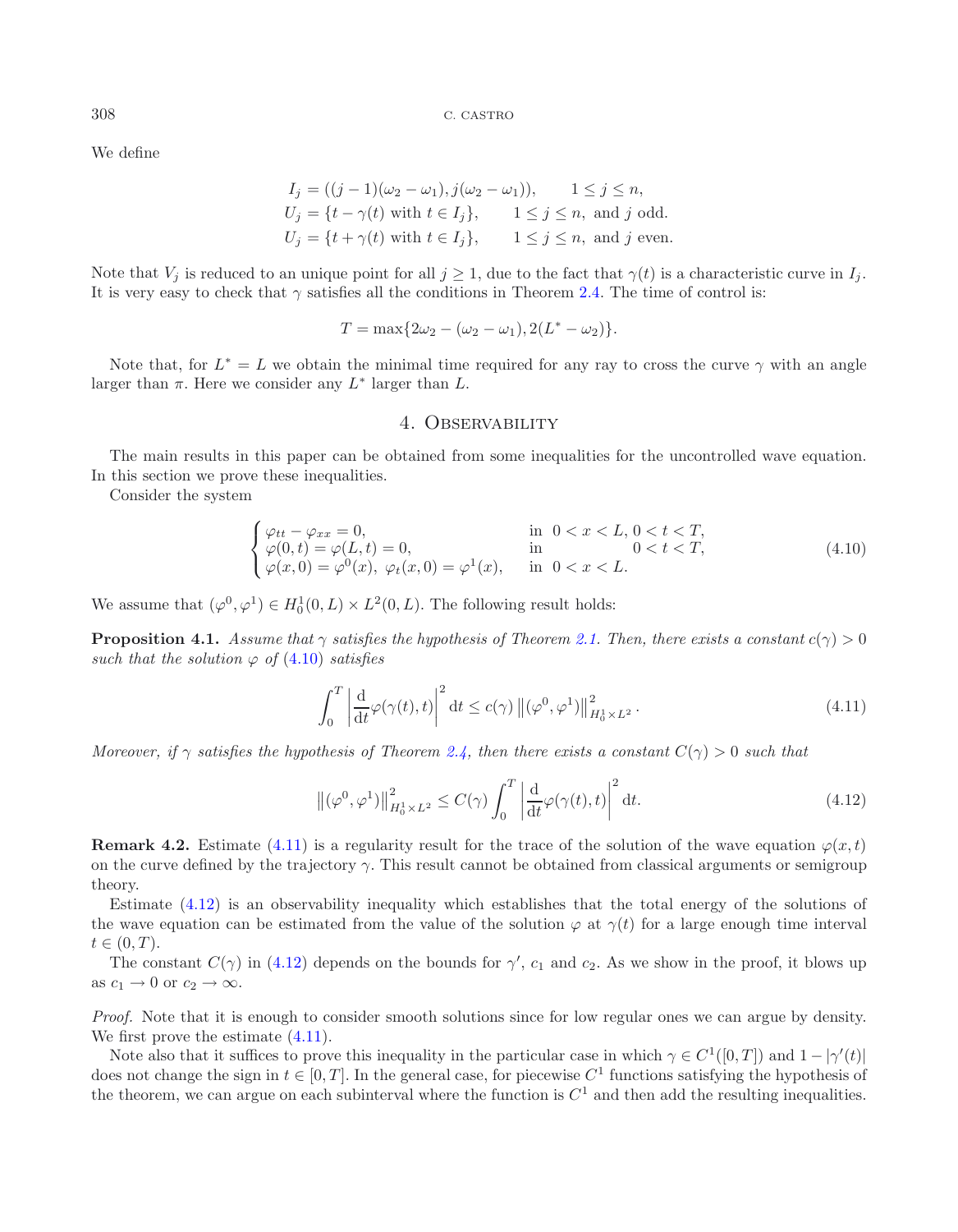We define

$$
\begin{aligned}
&I_j = ((j-1)(\omega_2-\omega_1), j(\omega_2-\omega_1)), \qquad 1 \le j \le n,\\
&U_j = \{t-\gamma(t) \text{ with } t\in I_j\}, \qquad 1\le j\le n, \text{ and } j \text{ odd}.\\
&U_j = \{t+\gamma(t) \text{ with } t\in I_j\}, \qquad 1\le j\le n, \text{ and } j \text{ even}.
\end{aligned}
$$

Note that $V_j$ is reduced to an unique point for all $j\ge 1$, due to the fact that $\gamma(t)$ is a characteristic curve in $I_j$. It is very easy to check that $\gamma$ satisfies all the conditions in Theorem 2.4. The time of control is:

$$
T = \max\{2\omega_2 - (\omega_2-\omega_1), 2(L^* - \omega_2)\}.
$$

Note that, for $L^* = L$ we obtain the minimal time required for any ray to cross the curve $\gamma$ with an angle larger than $\pi$. Here we consider any $L^*$ larger than $L$.

## 4. Observability

The main results in this paper can be obtained from some inequalities for the uncontrolled wave equation. In this section we prove these inequalities.

Consider the system

$$
\begin{cases}
\varphi_{tt}-\varphi_{xx}=0, & \text{in } \ 0<x<L,\ 0<t<T,\\
\varphi(0,t)=\varphi(L,t)=0, & \text{in } \qquad\quad 0<t<T,\\
\varphi(x,0)=\varphi^0(x),\ \varphi_t(x,0)=\varphi^1(x), & \text{in } \ 0<x<L.
\end{cases}
\tag{4.10}
$$

We assume that $(\varphi^0,\varphi^1)\in H_0^1(0,L)\times L^2(0,L)$. The following result holds:

**Proposition 4.1.** *Assume that $\gamma$ satisfies the hypothesis of Theorem 2.1. Then, there exists a constant $c(\gamma)>0$ such that the solution $\varphi$ of (4.10) satisfies*

$$
\int_0^T \left|\frac{\mathrm{d}}{\mathrm{d}t}\varphi(\gamma(t),t)\right|^2 \mathrm{d}t \le c(\gamma)\left\|(\varphi^0,\varphi^1)\right\|^2_{H_0^1\times L^2}. \tag{4.11}
$$

*Moreover, if $\gamma$ satisfies the hypothesis of Theorem 2.4, then there exists a constant $C(\gamma)>0$ such that*

$$
\left\|(\varphi^0,\varphi^1)\right\|^2_{H_0^1\times L^2} \le C(\gamma)\int_0^T \left|\frac{\mathrm{d}}{\mathrm{d}t}\varphi(\gamma(t),t)\right|^2 \mathrm{d}t. \tag{4.12}
$$

**Remark 4.2.** Estimate (4.11) is a regularity result for the trace of the solution of the wave equation $\varphi(x,t)$ on the curve defined by the trajectory $\gamma$. This result cannot be obtained from classical arguments or semigroup theory.

Estimate (4.12) is an observability inequality which establishes that the total energy of the solutions of the wave equation can be estimated from the value of the solution $\varphi$ at $\gamma(t)$ for a large enough time interval $t\in(0,T)$.

The constant $C(\gamma)$ in (4.12) depends on the bounds for $\gamma'$, $c_1$ and $c_2$. As we show in the proof, it blows up as $c_1\to 0$ or $c_2\to\infty$.

*Proof.* Note that it is enough to consider smooth solutions since for low regular ones we can argue by density. We first prove the estimate (4.11).

Note also that it suffices to prove this inequality in the particular case in which $\gamma\in C^1([0,T])$ and $1-|\gamma'(t)|$ does not change the sign in $t\in[0,T]$. In the general case, for piecewise $C^1$ functions satisfying the hypothesis of the theorem, we can argue on each subinterval where the function is $C^1$ and then add the resulting inequalities.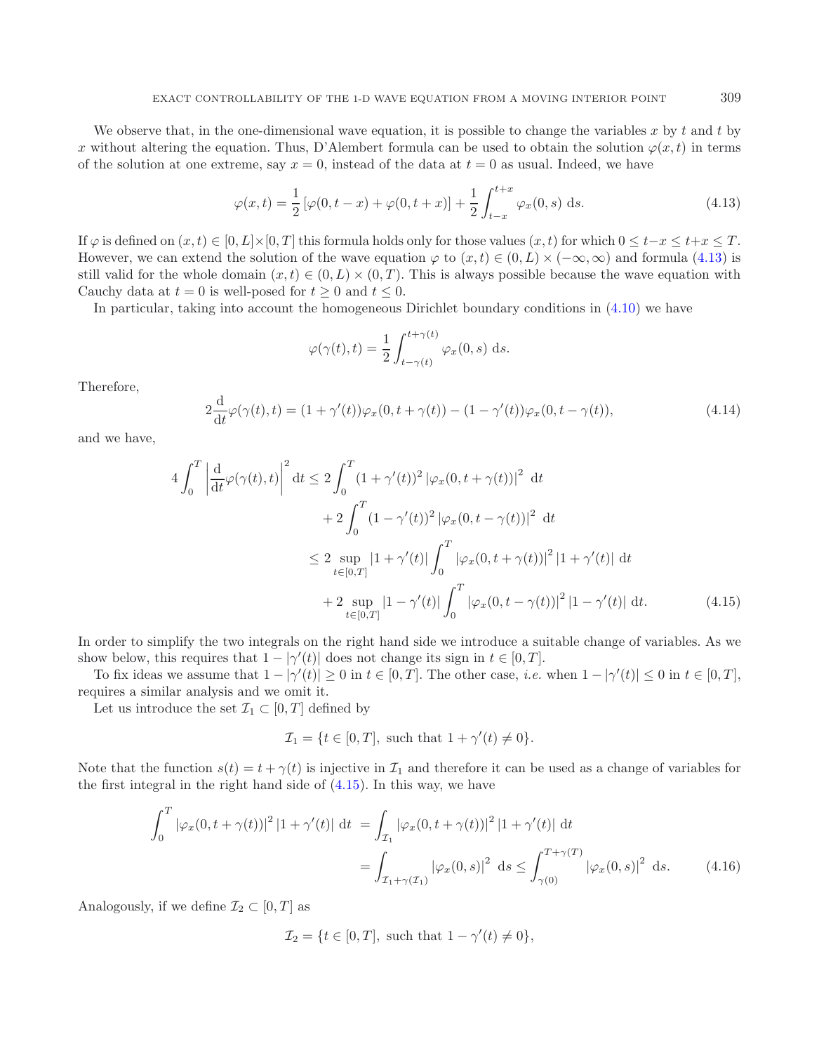We observe that, in the one-dimensional wave equation, it is possible to change the variables $x$ by $t$ and $t$ by $x$ without altering the equation. Thus, D'Alembert formula can be used to obtain the solution $\varphi(x,t)$ in terms of the solution at one extreme, say $x=0$, instead of the data at $t=0$ as usual. Indeed, we have

$$\varphi(x,t) = \frac{1}{2}\left[\varphi(0,t-x) + \varphi(0,t+x)\right] + \frac{1}{2}\int_{t-x}^{t+x} \varphi_x(0,s)\ \mathrm{d}s. \tag{4.13}$$

If $\varphi$ is defined on $(x,t)\in[0,L]\times[0,T]$ this formula holds only for those values $(x,t)$ for which $0\le t-x\le t+x\le T$. However, we can extend the solution of the wave equation $\varphi$ to $(x,t)\in(0,L)\times(-\infty,\infty)$ and formula (4.13) is still valid for the whole domain $(x,t)\in(0,L)\times(0,T)$. This is always possible because the wave equation with Cauchy data at $t=0$ is well-posed for $t\ge 0$ and $t\le 0$.

In particular, taking into account the homogeneous Dirichlet boundary conditions in (4.10) we have

$$\varphi(\gamma(t),t) = \frac{1}{2}\int_{t-\gamma(t)}^{t+\gamma(t)} \varphi_x(0,s)\ \mathrm{d}s.$$

Therefore,

$$2\frac{\mathrm{d}}{\mathrm{d}t}\varphi(\gamma(t),t) = (1+\gamma'(t))\varphi_x(0,t+\gamma(t)) - (1-\gamma'(t))\varphi_x(0,t-\gamma(t)), \tag{4.14}$$

and we have,

$$\begin{aligned}
4\int_0^T \left|\frac{\mathrm{d}}{\mathrm{d}t}\varphi(\gamma(t),t)\right|^2 \mathrm{d}t &\le 2\int_0^T (1+\gamma'(t))^2 \left|\varphi_x(0,t+\gamma(t))\right|^2\ \mathrm{d}t \\
&\quad + 2\int_0^T (1-\gamma'(t))^2 \left|\varphi_x(0,t-\gamma(t))\right|^2\ \mathrm{d}t \\
&\le 2\sup_{t\in[0,T]}\left|1+\gamma'(t)\right| \int_0^T \left|\varphi_x(0,t+\gamma(t))\right|^2 \left|1+\gamma'(t)\right|\ \mathrm{d}t \\
&\quad + 2\sup_{t\in[0,T]}\left|1-\gamma'(t)\right| \int_0^T \left|\varphi_x(0,t-\gamma(t))\right|^2 \left|1-\gamma'(t)\right|\ \mathrm{d}t.
\end{aligned} \tag{4.15}$$

In order to simplify the two integrals on the right hand side we introduce a suitable change of variables. As we show below, this requires that $1-|\gamma'(t)|$ does not change its sign in $t\in[0,T]$.

To fix ideas we assume that $1-|\gamma'(t)|\ge 0$ in $t\in[0,T]$. The other case, *i.e.* when $1-|\gamma'(t)|\le 0$ in $t\in[0,T]$, requires a similar analysis and we omit it.

Let us introduce the set $\mathcal{I}_1\subset[0,T]$ defined by

$$\mathcal{I}_1 = \{t\in[0,T],\ \text{such that}\ 1+\gamma'(t)\neq 0\}.$$

Note that the function $s(t)=t+\gamma(t)$ is injective in $\mathcal{I}_1$ and therefore it can be used as a change of variables for the first integral in the right hand side of (4.15). In this way, we have

$$\begin{aligned}
\int_0^T \left|\varphi_x(0,t+\gamma(t))\right|^2 \left|1+\gamma'(t)\right|\ \mathrm{d}t &= \int_{\mathcal{I}_1} \left|\varphi_x(0,t+\gamma(t))\right|^2 \left|1+\gamma'(t)\right|\ \mathrm{d}t \\
&= \int_{\mathcal{I}_1+\gamma(\mathcal{I}_1)} \left|\varphi_x(0,s)\right|^2\ \mathrm{d}s \le \int_{\gamma(0)}^{T+\gamma(T)} \left|\varphi_x(0,s)\right|^2\ \mathrm{d}s.
\end{aligned} \tag{4.16}$$

Analogously, if we define $\mathcal{I}_2\subset[0,T]$ as

$$\mathcal{I}_2 = \{t\in[0,T],\ \text{such that}\ 1-\gamma'(t)\neq 0\},$$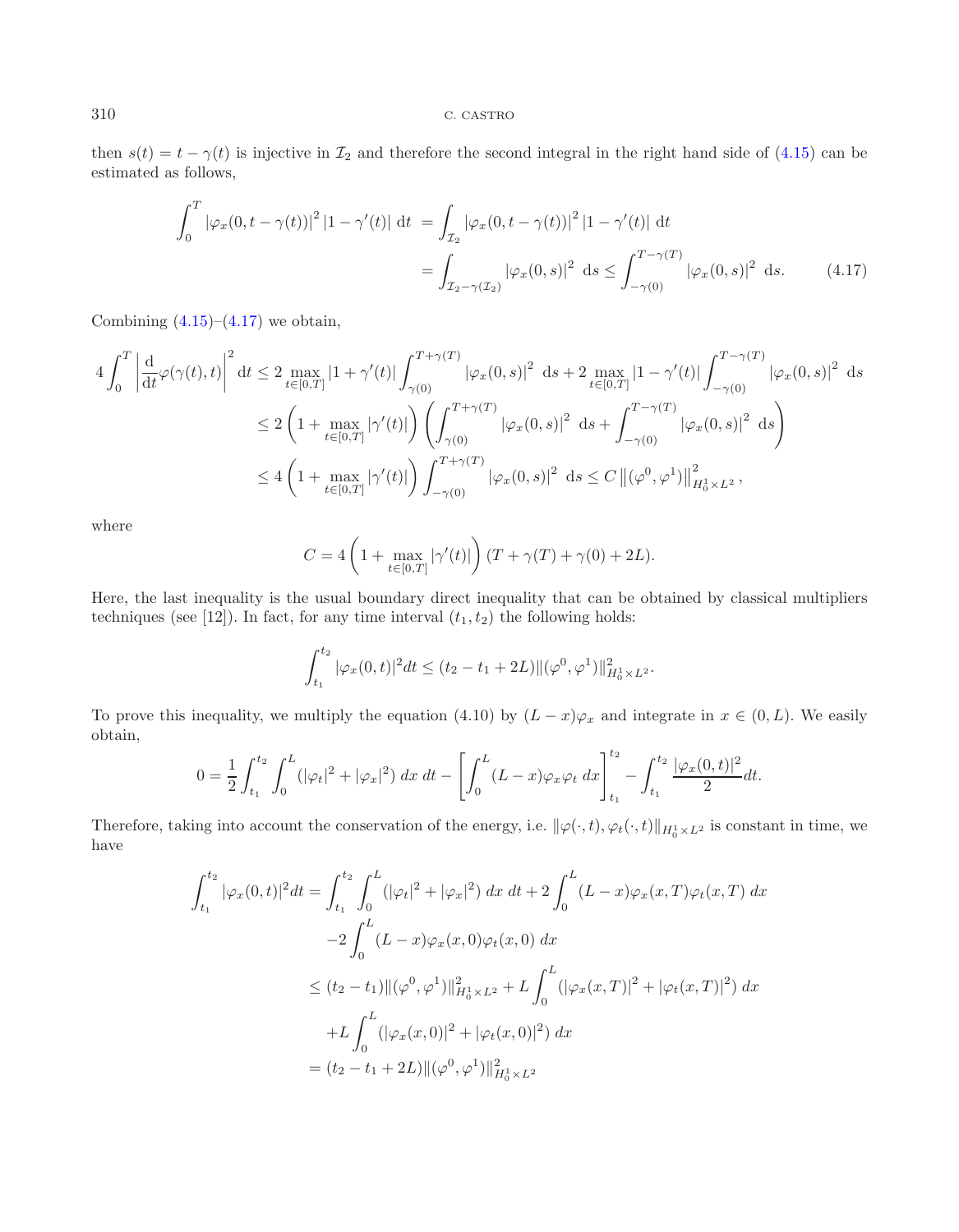then $s(t) = t - \gamma(t)$ is injective in $\mathcal{I}_2$ and therefore the second integral in the right hand side of (4.15) can be estimated as follows,

$$
\begin{aligned}
\int_0^T |\varphi_x(0, t-\gamma(t))|^2 |1-\gamma'(t)| \; \mathrm{d}t &= \int_{\mathcal{I}_2} |\varphi_x(0, t-\gamma(t))|^2 |1-\gamma'(t)| \; \mathrm{d}t \\
&= \int_{\mathcal{I}_2 - \gamma(\mathcal{I}_2)} |\varphi_x(0,s)|^2 \; \mathrm{d}s \le \int_{-\gamma(0)}^{T-\gamma(T)} |\varphi_x(0,s)|^2 \; \mathrm{d}s. \qquad (4.17)
\end{aligned}
$$

Combining (4.15)–(4.17) we obtain,

$$
\begin{aligned}
4\int_0^T \left| \frac{\mathrm{d}}{\mathrm{d}t} \varphi(\gamma(t), t) \right|^2 \mathrm{d}t &\le 2 \max_{t\in[0,T]} |1+\gamma'(t)| \int_{\gamma(0)}^{T+\gamma(T)} |\varphi_x(0,s)|^2 \; \mathrm{d}s + 2 \max_{t\in[0,T]} |1-\gamma'(t)| \int_{-\gamma(0)}^{T-\gamma(T)} |\varphi_x(0,s)|^2 \; \mathrm{d}s \\
&\le 2\left(1+\max_{t\in[0,T]} |\gamma'(t)|\right) \left( \int_{\gamma(0)}^{T+\gamma(T)} |\varphi_x(0,s)|^2 \; \mathrm{d}s + \int_{-\gamma(0)}^{T-\gamma(T)} |\varphi_x(0,s)|^2 \; \mathrm{d}s \right) \\
&\le 4\left(1+\max_{t\in[0,T]} |\gamma'(t)|\right) \int_{-\gamma(0)}^{T+\gamma(T)} |\varphi_x(0,s)|^2 \; \mathrm{d}s \le C \left\| (\varphi^0, \varphi^1) \right\|^2_{H_0^1\times L^2},
\end{aligned}
$$

where

$$
C = 4\left(1+\max_{t\in[0,T]} |\gamma'(t)|\right)(T+\gamma(T)+\gamma(0)+2L).
$$

Here, the last inequality is the usual boundary direct inequality that can be obtained by classical multipliers techniques (see [12]). In fact, for any time interval $(t_1, t_2)$ the following holds:

$$
\int_{t_1}^{t_2} |\varphi_x(0,t)|^2 dt \le (t_2 - t_1 + 2L) \|(\varphi^0, \varphi^1)\|^2_{H_0^1\times L^2}.
$$

To prove this inequality, we multiply the equation (4.10) by $(L-x)\varphi_x$ and integrate in $x\in(0,L)$. We easily obtain,

$$
0 = \frac{1}{2}\int_{t_1}^{t_2}\int_0^L (|\varphi_t|^2 + |\varphi_x|^2) \; dx \; dt - \left[ \int_0^L (L-x)\varphi_x \varphi_t \; dx \right]_{t_1}^{t_2} - \int_{t_1}^{t_2} \frac{|\varphi_x(0,t)|^2}{2} dt.
$$

Therefore, taking into account the conservation of the energy, i.e. $\|\varphi(\cdot,t), \varphi_t(\cdot,t)\|_{H_0^1\times L^2}$ is constant in time, we have

$$
\begin{aligned}
\int_{t_1}^{t_2} |\varphi_x(0,t)|^2 dt &= \int_{t_1}^{t_2}\int_0^L (|\varphi_t|^2 + |\varphi_x|^2) \; dx \; dt + 2\int_0^L (L-x)\varphi_x(x,T)\varphi_t(x,T) \; dx \\
&\quad -2\int_0^L (L-x)\varphi_x(x,0)\varphi_t(x,0) \; dx \\
&\le (t_2 - t_1)\|(\varphi^0,\varphi^1)\|^2_{H_0^1\times L^2} + L\int_0^L (|\varphi_x(x,T)|^2 + |\varphi_t(x,T)|^2) \; dx \\
&\quad + L\int_0^L (|\varphi_x(x,0)|^2 + |\varphi_t(x,0)|^2) \; dx \\
&= (t_2 - t_1 + 2L)\|(\varphi^0,\varphi^1)\|^2_{H_0^1\times L^2}
\end{aligned}
$$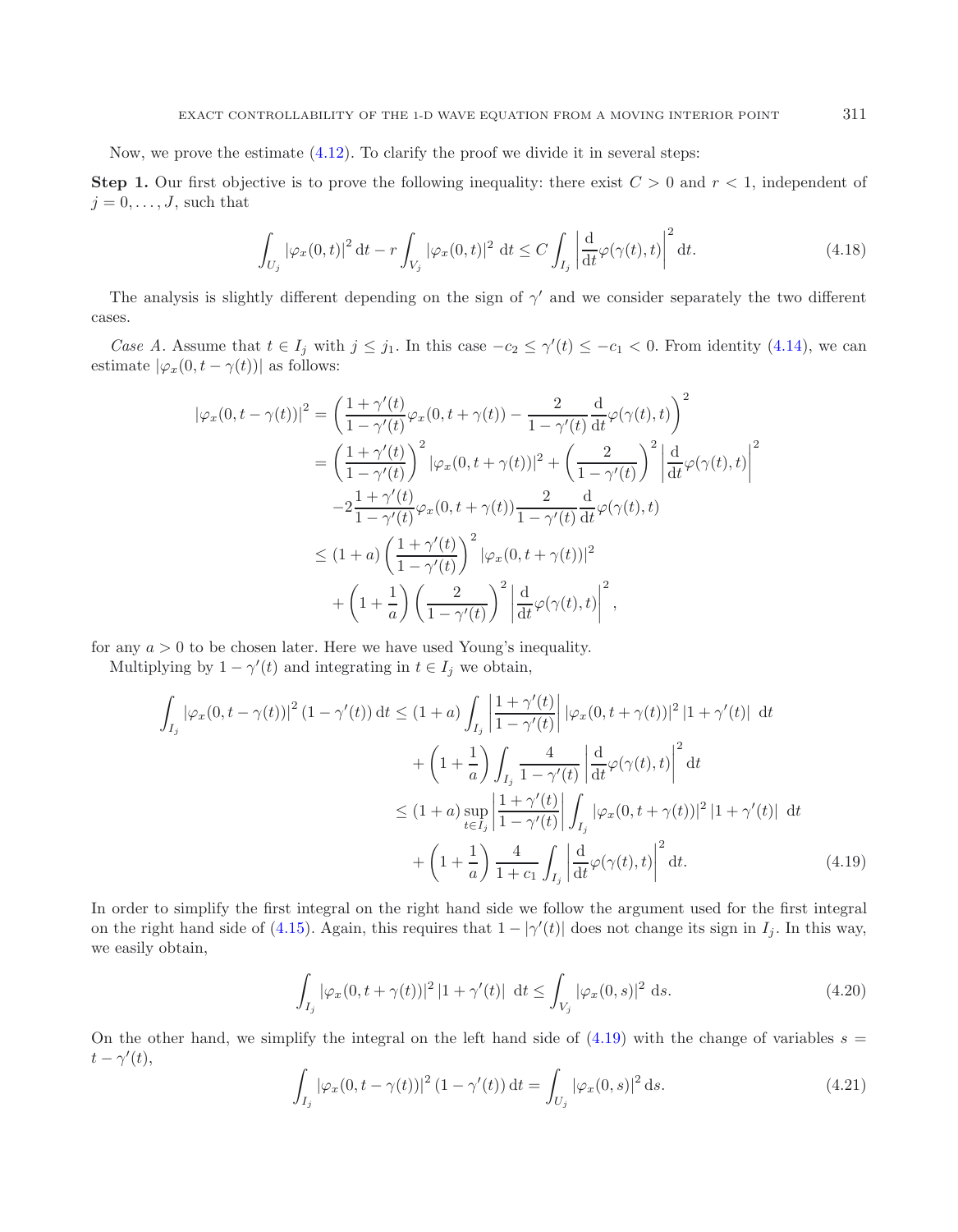Now, we prove the estimate (4.12). To clarify the proof we divide it in several steps:

**Step 1.** Our first objective is to prove the following inequality: there exist $C > 0$ and $r < 1$, independent of $j = 0, \ldots, J$, such that

$$\int_{U_j} |\varphi_x(0,t)|^2 \, \mathrm{d}t - r \int_{V_j} |\varphi_x(0,t)|^2 \, \mathrm{d}t \leq C \int_{I_j} \left| \frac{\mathrm{d}}{\mathrm{d}t} \varphi(\gamma(t),t) \right|^2 \mathrm{d}t. \tag{4.18}$$

The analysis is slightly different depending on the sign of $\gamma'$ and we consider separately the two different cases.

*Case A.* Assume that $t \in I_j$ with $j \leq j_1$. In this case $-c_2 \leq \gamma'(t) \leq -c_1 < 0$. From identity (4.14), we can estimate $|\varphi_x(0, t - \gamma(t))|$ as follows:

$$\begin{aligned}
|\varphi_x(0,t-\gamma(t))|^2 &= \left( \frac{1+\gamma'(t)}{1-\gamma'(t)} \varphi_x(0,t+\gamma(t)) - \frac{2}{1-\gamma'(t)} \frac{\mathrm{d}}{\mathrm{d}t} \varphi(\gamma(t),t) \right)^2 \\
&= \left( \frac{1+\gamma'(t)}{1-\gamma'(t)} \right)^2 |\varphi_x(0,t+\gamma(t))|^2 + \left( \frac{2}{1-\gamma'(t)} \right)^2 \left| \frac{\mathrm{d}}{\mathrm{d}t} \varphi(\gamma(t),t) \right|^2 \\
&\quad -2 \frac{1+\gamma'(t)}{1-\gamma'(t)} \varphi_x(0,t+\gamma(t)) \frac{2}{1-\gamma'(t)} \frac{\mathrm{d}}{\mathrm{d}t} \varphi(\gamma(t),t) \\
&\leq (1+a) \left( \frac{1+\gamma'(t)}{1-\gamma'(t)} \right)^2 |\varphi_x(0,t+\gamma(t))|^2 \\
&\quad + \left( 1 + \frac{1}{a} \right) \left( \frac{2}{1-\gamma'(t)} \right)^2 \left| \frac{\mathrm{d}}{\mathrm{d}t} \varphi(\gamma(t),t) \right|^2,
\end{aligned}$$

for any $a > 0$ to be chosen later. Here we have used Young's inequality.

Multiplying by $1 - \gamma'(t)$ and integrating in $t \in I_j$ we obtain,

$$\begin{aligned}
\int_{I_j} |\varphi_x(0,t-\gamma(t))|^2 (1-\gamma'(t)) \, \mathrm{d}t &\leq (1+a) \int_{I_j} \left| \frac{1+\gamma'(t)}{1-\gamma'(t)} \right| |\varphi_x(0,t+\gamma(t))|^2 \, |1+\gamma'(t)| \, \mathrm{d}t \\
&\quad + \left( 1 + \frac{1}{a} \right) \int_{I_j} \frac{4}{1-\gamma'(t)} \left| \frac{\mathrm{d}}{\mathrm{d}t} \varphi(\gamma(t),t) \right|^2 \mathrm{d}t \\
&\leq (1+a) \sup_{t \in I_j} \left| \frac{1+\gamma'(t)}{1-\gamma'(t)} \right| \int_{I_j} |\varphi_x(0,t+\gamma(t))|^2 \, |1+\gamma'(t)| \, \mathrm{d}t \\
&\quad + \left( 1 + \frac{1}{a} \right) \frac{4}{1+c_1} \int_{I_j} \left| \frac{\mathrm{d}}{\mathrm{d}t} \varphi(\gamma(t),t) \right|^2 \mathrm{d}t.
\end{aligned} \tag{4.19}$$

In order to simplify the first integral on the right hand side we follow the argument used for the first integral on the right hand side of (4.15). Again, this requires that $1 - |\gamma'(t)|$ does not change its sign in $I_j$. In this way, we easily obtain,

$$\int_{I_j} |\varphi_x(0,t+\gamma(t))|^2 \, |1+\gamma'(t)| \, \mathrm{d}t \leq \int_{V_j} |\varphi_x(0,s)|^2 \, \mathrm{d}s. \tag{4.20}$$

On the other hand, we simplify the integral on the left hand side of (4.19) with the change of variables $s = t - \gamma'(t)$,

$$\int_{I_j} |\varphi_x(0,t-\gamma(t))|^2 (1-\gamma'(t)) \, \mathrm{d}t = \int_{U_j} |\varphi_x(0,s)|^2 \, \mathrm{d}s. \tag{4.21}$$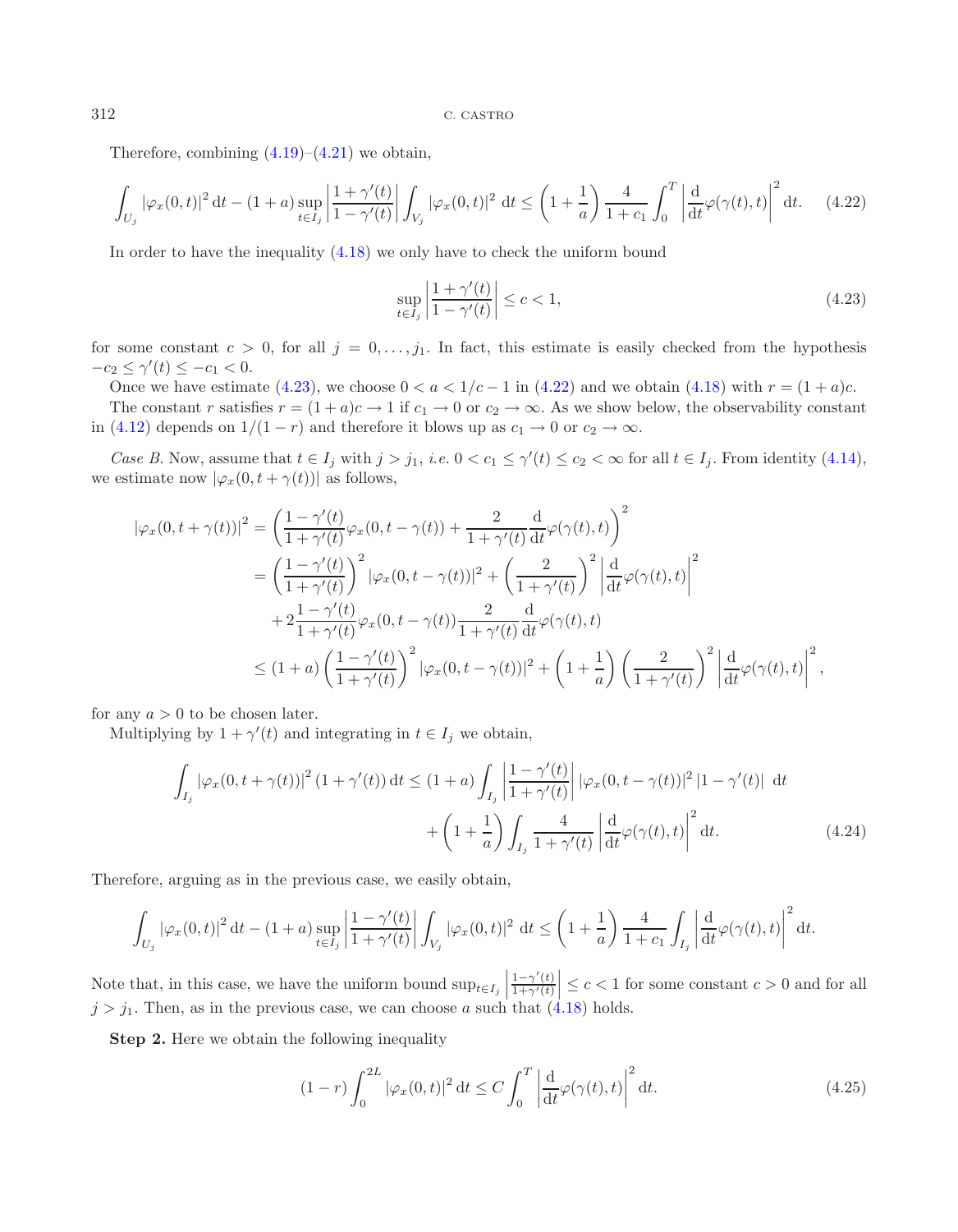Therefore, combining (4.19)–(4.21) we obtain,

$$\int_{U_j} |\varphi_x(0,t)|^2 \,\mathrm{d}t - (1+a) \sup_{t\in I_j} \left| \frac{1+\gamma'(t)}{1-\gamma'(t)} \right| \int_{V_j} |\varphi_x(0,t)|^2 \,\mathrm{d}t \leq \left(1+\frac{1}{a}\right) \frac{4}{1+c_1} \int_0^T \left| \frac{\mathrm{d}}{\mathrm{d}t} \varphi(\gamma(t),t) \right|^2 \mathrm{d}t. \tag{4.22}$$

In order to have the inequality (4.18) we only have to check the uniform bound

$$\sup_{t\in I_j} \left| \frac{1+\gamma'(t)}{1-\gamma'(t)} \right| \leq c < 1, \tag{4.23}$$

for some constant $c > 0$, for all $j = 0, \ldots, j_1$. In fact, this estimate is easily checked from the hypothesis $-c_2 \leq \gamma'(t) \leq -c_1 < 0$.

Once we have estimate (4.23), we choose $0 < a < 1/c - 1$ in (4.22) and we obtain (4.18) with $r = (1+a)c$.

The constant $r$ satisfies $r = (1+a)c \to 1$ if $c_1 \to 0$ or $c_2 \to \infty$. As we show below, the observability constant in (4.12) depends on $1/(1-r)$ and therefore it blows up as $c_1 \to 0$ or $c_2 \to \infty$.

*Case B.* Now, assume that $t \in I_j$ with $j > j_1$, *i.e.* $0 < c_1 \leq \gamma'(t) \leq c_2 < \infty$ for all $t \in I_j$. From identity (4.14), we estimate now $|\varphi_x(0, t + \gamma(t))|$ as follows,

$$\begin{aligned}
|\varphi_x(0,t+\gamma(t))|^2 &= \left( \frac{1-\gamma'(t)}{1+\gamma'(t)} \varphi_x(0,t-\gamma(t)) + \frac{2}{1+\gamma'(t)} \frac{\mathrm{d}}{\mathrm{d}t} \varphi(\gamma(t),t) \right)^2 \\
&= \left( \frac{1-\gamma'(t)}{1+\gamma'(t)} \right)^2 |\varphi_x(0,t-\gamma(t))|^2 + \left( \frac{2}{1+\gamma'(t)} \right)^2 \left| \frac{\mathrm{d}}{\mathrm{d}t} \varphi(\gamma(t),t) \right|^2 \\
&\quad + 2 \frac{1-\gamma'(t)}{1+\gamma'(t)} \varphi_x(0,t-\gamma(t)) \frac{2}{1+\gamma'(t)} \frac{\mathrm{d}}{\mathrm{d}t} \varphi(\gamma(t),t) \\
&\leq (1+a) \left( \frac{1-\gamma'(t)}{1+\gamma'(t)} \right)^2 |\varphi_x(0,t-\gamma(t))|^2 + \left(1+\frac{1}{a}\right) \left( \frac{2}{1+\gamma'(t)} \right)^2 \left| \frac{\mathrm{d}}{\mathrm{d}t} \varphi(\gamma(t),t) \right|^2,
\end{aligned}$$

for any $a > 0$ to be chosen later.

Multiplying by $1 + \gamma'(t)$ and integrating in $t \in I_j$ we obtain,

$$\begin{aligned}
\int_{I_j} |\varphi_x(0,t+\gamma(t))|^2 (1+\gamma'(t)) \,\mathrm{d}t \leq (1+a) \int_{I_j} \left| \frac{1-\gamma'(t)}{1+\gamma'(t)} \right| |\varphi_x(0,t-\gamma(t))|^2 \, |1-\gamma'(t)| \,\mathrm{d}t \\
+ \left(1+\frac{1}{a}\right) \int_{I_j} \frac{4}{1+\gamma'(t)} \left| \frac{\mathrm{d}}{\mathrm{d}t} \varphi(\gamma(t),t) \right|^2 \mathrm{d}t.
\end{aligned} \tag{4.24}$$

Therefore, arguing as in the previous case, we easily obtain,

$$\int_{U_j} |\varphi_x(0,t)|^2 \,\mathrm{d}t - (1+a) \sup_{t\in I_j} \left| \frac{1-\gamma'(t)}{1+\gamma'(t)} \right| \int_{V_j} |\varphi_x(0,t)|^2 \,\mathrm{d}t \leq \left(1+\frac{1}{a}\right) \frac{4}{1+c_1} \int_{I_j} \left| \frac{\mathrm{d}}{\mathrm{d}t} \varphi(\gamma(t),t) \right|^2 \mathrm{d}t.$$

Note that, in this case, we have the uniform bound $\sup_{t\in I_j} \left| \frac{1-\gamma'(t)}{1+\gamma'(t)} \right| \leq c < 1$ for some constant $c > 0$ and for all $j > j_1$. Then, as in the previous case, we can choose $a$ such that (4.18) holds.

**Step 2.** Here we obtain the following inequality

$$(1-r) \int_0^{2L} |\varphi_x(0,t)|^2 \,\mathrm{d}t \leq C \int_0^T \left| \frac{\mathrm{d}}{\mathrm{d}t} \varphi(\gamma(t),t) \right|^2 \mathrm{d}t. \tag{4.25}$$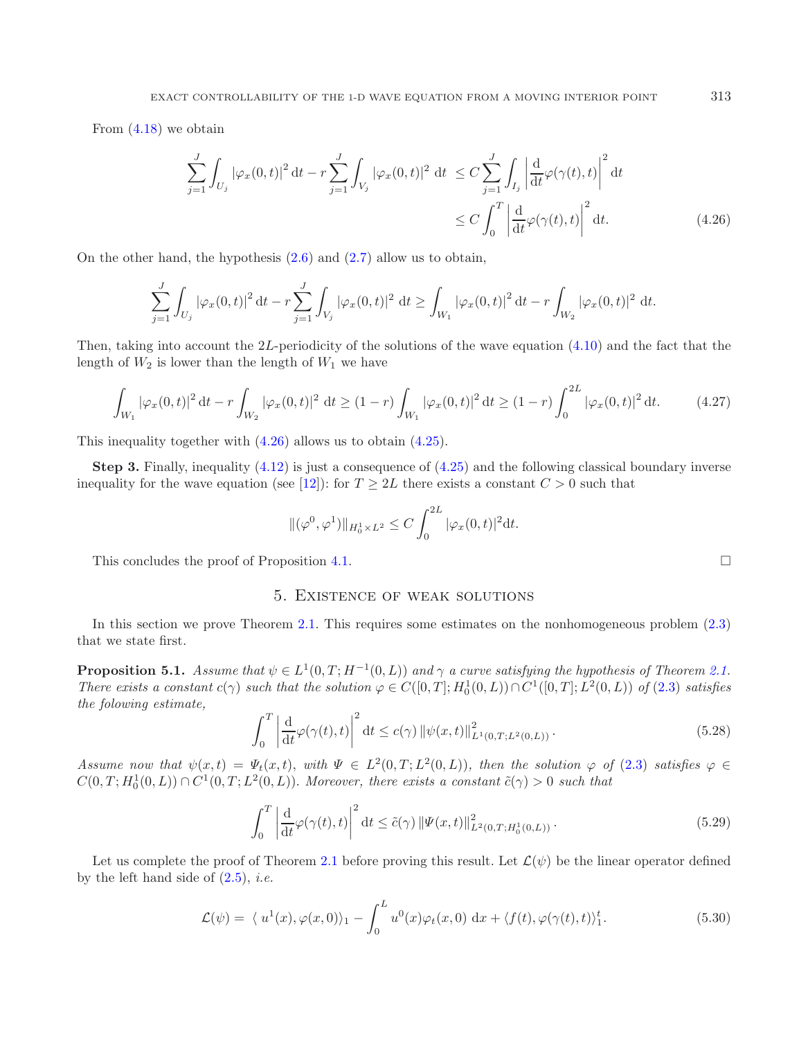From (4.18) we obtain

$$
\begin{aligned}
\sum_{j=1}^{J}\int_{U_j} |\varphi_x(0,t)|^2\,\mathrm{d}t - r\sum_{j=1}^{J}\int_{V_j} |\varphi_x(0,t)|^2\;\mathrm{d}t \;&\leq C\sum_{j=1}^{J}\int_{I_j}\left|\frac{\mathrm{d}}{\mathrm{d}t}\varphi(\gamma(t),t)\right|^2\mathrm{d}t \\
&\leq C\int_0^T \left|\frac{\mathrm{d}}{\mathrm{d}t}\varphi(\gamma(t),t)\right|^2\mathrm{d}t. \qquad (4.26)
\end{aligned}
$$

On the other hand, the hypothesis (2.6) and (2.7) allow us to obtain,

$$
\sum_{j=1}^{J}\int_{U_j} |\varphi_x(0,t)|^2\,\mathrm{d}t - r\sum_{j=1}^{J}\int_{V_j} |\varphi_x(0,t)|^2\;\mathrm{d}t \geq \int_{W_1} |\varphi_x(0,t)|^2\,\mathrm{d}t - r\int_{W_2} |\varphi_x(0,t)|^2\;\mathrm{d}t.
$$

Then, taking into account the $2L$-periodicity of the solutions of the wave equation (4.10) and the fact that the length of $W_2$ is lower than the length of $W_1$ we have

$$
\int_{W_1} |\varphi_x(0,t)|^2\,\mathrm{d}t - r\int_{W_2} |\varphi_x(0,t)|^2\;\mathrm{d}t \geq (1-r)\int_{W_1} |\varphi_x(0,t)|^2\,\mathrm{d}t \geq (1-r)\int_0^{2L} |\varphi_x(0,t)|^2\,\mathrm{d}t. \qquad (4.27)
$$

This inequality together with (4.26) allows us to obtain (4.25).

**Step 3.** Finally, inequality (4.12) is just a consequence of (4.25) and the following classical boundary inverse inequality for the wave equation (see [12]): for $T \geq 2L$ there exists a constant $C > 0$ such that

$$
\|(\varphi^0,\varphi^1)\|_{H_0^1\times L^2} \leq C\int_0^{2L} |\varphi_x(0,t)|^2 \mathrm{d}t.
$$

This concludes the proof of Proposition 4.1. $\square$

## 5. Existence of weak solutions

In this section we prove Theorem 2.1. This requires some estimates on the nonhomogeneous problem (2.3) that we state first.

**Proposition 5.1.** *Assume that $\psi \in L^1(0,T;H^{-1}(0,L))$ and $\gamma$ a curve satisfying the hypothesis of Theorem 2.1. There exists a constant $c(\gamma)$ such that the solution $\varphi \in C([0,T];H_0^1(0,L))\cap C^1([0,T];L^2(0,L))$ of (2.3) satisfies the folowing estimate,*

$$
\int_0^T \left|\frac{\mathrm{d}}{\mathrm{d}t}\varphi(\gamma(t),t)\right|^2\,\mathrm{d}t \leq c(\gamma)\,\|\psi(x,t)\|^2_{L^1(0,T;L^2(0,L))}. \qquad (5.28)
$$

*Assume now that $\psi(x,t) = \Psi_t(x,t)$, with $\Psi \in L^2(0,T;L^2(0,L))$, then the solution $\varphi$ of (2.3) satisfies $\varphi \in C(0,T;H_0^1(0,L))\cap C^1(0,T;L^2(0,L))$. Moreover, there exists a constant $\tilde{c}(\gamma) > 0$ such that*

$$
\int_0^T \left|\frac{\mathrm{d}}{\mathrm{d}t}\varphi(\gamma(t),t)\right|^2\,\mathrm{d}t \leq \tilde{c}(\gamma)\,\|\Psi(x,t)\|^2_{L^2(0,T;H_0^1(0,L))}. \qquad (5.29)
$$

Let us complete the proof of Theorem 2.1 before proving this result. Let $\mathcal{L}(\psi)$ be the linear operator defined by the left hand side of (2.5), *i.e.*

$$
\mathcal{L}(\psi) = \langle\, u^1(x),\varphi(x,0)\rangle_1 - \int_0^L u^0(x)\varphi_t(x,0)\;\mathrm{d}x + \langle f(t),\varphi(\gamma(t),t)\rangle_1^t. \qquad (5.30)
$$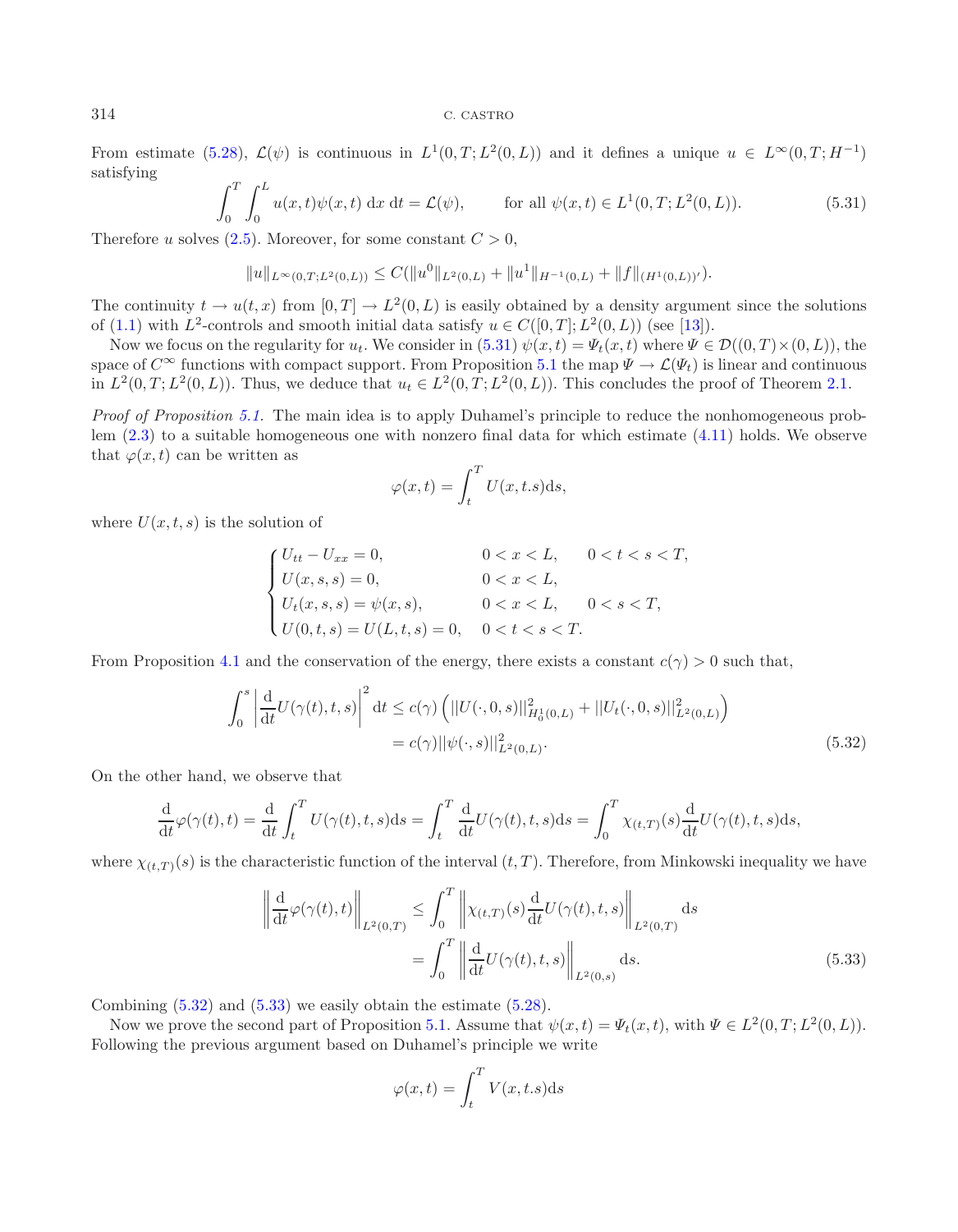From estimate (5.28), $\mathcal{L}(\psi)$ is continuous in $L^1(0,T;L^2(0,L))$ and it defines a unique $u \in L^\infty(0,T;H^{-1})$ satisfying

$$\int_0^T \int_0^L u(x,t)\psi(x,t)\,\mathrm{d}x\,\mathrm{d}t = \mathcal{L}(\psi), \qquad \text{for all } \psi(x,t) \in L^1(0,T;L^2(0,L)). \tag{5.31}$$

Therefore $u$ solves (2.5). Moreover, for some constant $C > 0$,

$$\|u\|_{L^\infty(0,T;L^2(0,L))} \leq C(\|u^0\|_{L^2(0,L)} + \|u^1\|_{H^{-1}(0,L)} + \|f\|_{(H^1(0,L))'}).$$

The continuity $t \to u(t,x)$ from $[0,T] \to L^2(0,L)$ is easily obtained by a density argument since the solutions of (1.1) with $L^2$-controls and smooth initial data satisfy $u \in C([0,T];L^2(0,L))$ (see [13]).

Now we focus on the regularity for $u_t$. We consider in (5.31) $\psi(x,t) = \Psi_t(x,t)$ where $\Psi \in \mathcal{D}((0,T)\times(0,L))$, the space of $C^\infty$ functions with compact support. From Proposition 5.1 the map $\Psi \to \mathcal{L}(\Psi_t)$ is linear and continuous in $L^2(0,T;L^2(0,L))$. Thus, we deduce that $u_t \in L^2(0,T;L^2(0,L))$. This concludes the proof of Theorem 2.1.

*Proof of Proposition 5.1.* The main idea is to apply Duhamel's principle to reduce the nonhomogeneous problem (2.3) to a suitable homogeneous one with nonzero final data for which estimate (4.11) holds. We observe that $\varphi(x,t)$ can be written as

$$\varphi(x,t) = \int_t^T U(x,t.s)\mathrm{d}s,$$

where $U(x,t,s)$ is the solution of

$$\begin{cases} U_{tt} - U_{xx} = 0, & 0<x<L, \quad 0<t<s<T, \\ U(x,s,s) = 0, & 0<x<L, \\ U_t(x,s,s) = \psi(x,s), & 0<x<L, \quad 0<s<T, \\ U(0,t,s) = U(L,t,s) = 0, & 0<t<s<T. \end{cases}$$

From Proposition 4.1 and the conservation of the energy, there exists a constant $c(\gamma) > 0$ such that,

$$\begin{aligned} \int_0^s \left| \frac{\mathrm{d}}{\mathrm{d}t} U(\gamma(t),t,s) \right|^2 \mathrm{d}t &\leq c(\gamma)\left( ||U(\cdot,0,s)||^2_{H_0^1(0,L)} + ||U_t(\cdot,0,s)||^2_{L^2(0,L)} \right) \\ &= c(\gamma)||\psi(\cdot,s)||^2_{L^2(0,L)}. \end{aligned} \tag{5.32}$$

On the other hand, we observe that

$$\frac{\mathrm{d}}{\mathrm{d}t}\varphi(\gamma(t),t) = \frac{\mathrm{d}}{\mathrm{d}t}\int_t^T U(\gamma(t),t,s)\mathrm{d}s = \int_t^T \frac{\mathrm{d}}{\mathrm{d}t}U(\gamma(t),t,s)\mathrm{d}s = \int_0^T \chi_{(t,T)}(s)\frac{\mathrm{d}}{\mathrm{d}t}U(\gamma(t),t,s)\mathrm{d}s,$$

where $\chi_{(t,T)}(s)$ is the characteristic function of the interval $(t,T)$. Therefore, from Minkowski inequality we have

$$\begin{aligned} \left\| \frac{\mathrm{d}}{\mathrm{d}t}\varphi(\gamma(t),t) \right\|_{L^2(0,T)} &\leq \int_0^T \left\| \chi_{(t,T)}(s)\frac{\mathrm{d}}{\mathrm{d}t}U(\gamma(t),t,s) \right\|_{L^2(0,T)} \mathrm{d}s \\ &= \int_0^T \left\| \frac{\mathrm{d}}{\mathrm{d}t}U(\gamma(t),t,s) \right\|_{L^2(0,s)} \mathrm{d}s. \end{aligned} \tag{5.33}$$

Combining (5.32) and (5.33) we easily obtain the estimate (5.28).

Now we prove the second part of Proposition 5.1. Assume that $\psi(x,t) = \Psi_t(x,t)$, with $\Psi \in L^2(0,T;L^2(0,L))$. Following the previous argument based on Duhamel's principle we write

$$\varphi(x,t) = \int_t^T V(x,t.s)\mathrm{d}s$$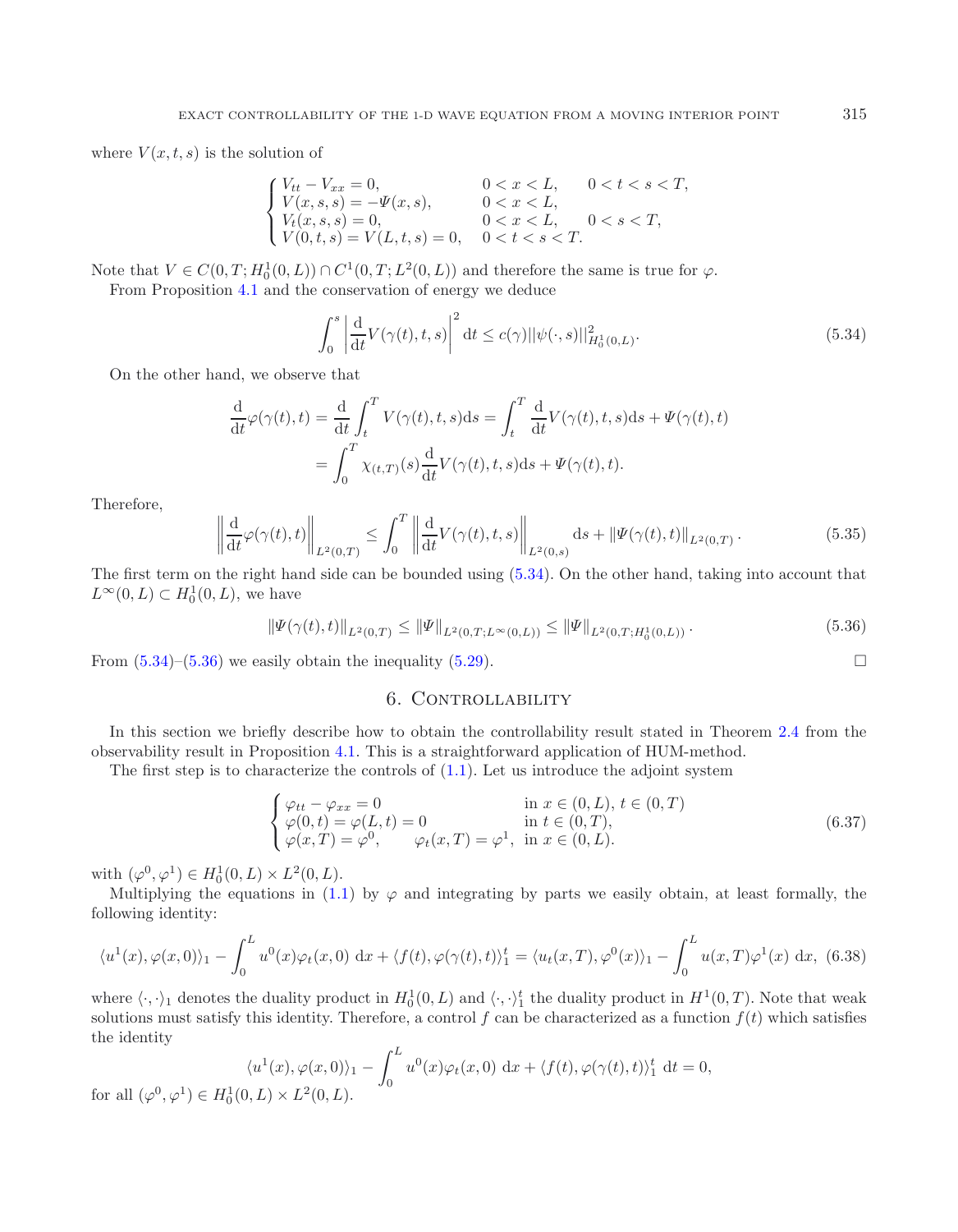where $V(x,t,s)$ is the solution of

$$
\begin{cases}
V_{tt} - V_{xx} = 0, & 0 < x < L, \quad 0 < t < s < T, \\
V(x,s,s) = -\Psi(x,s), & 0 < x < L, \\
V_t(x,s,s) = 0, & 0 < x < L, \quad 0 < s < T, \\
V(0,t,s) = V(L,t,s) = 0, & 0 < t < s < T.
\end{cases}
$$

Note that $V \in C(0,T;H_0^1(0,L)) \cap C^1(0,T;L^2(0,L))$ and therefore the same is true for $\varphi$.

From Proposition 4.1 and the conservation of energy we deduce

$$
\int_0^s \left| \frac{\mathrm{d}}{\mathrm{d}t} V(\gamma(t),t,s) \right|^2 \mathrm{d}t \leq c(\gamma) ||\psi(\cdot,s)||^2_{H_0^1(0,L)}. \tag{5.34}
$$

On the other hand, we observe that

$$
\begin{aligned}
\frac{\mathrm{d}}{\mathrm{d}t}\varphi(\gamma(t),t) &= \frac{\mathrm{d}}{\mathrm{d}t}\int_t^T V(\gamma(t),t,s)\mathrm{d}s = \int_t^T \frac{\mathrm{d}}{\mathrm{d}t}V(\gamma(t),t,s)\mathrm{d}s + \Psi(\gamma(t),t) \\
&= \int_0^T \chi_{(t,T)}(s)\frac{\mathrm{d}}{\mathrm{d}t}V(\gamma(t),t,s)\mathrm{d}s + \Psi(\gamma(t),t).
\end{aligned}
$$

Therefore,

$$
\left\| \frac{\mathrm{d}}{\mathrm{d}t}\varphi(\gamma(t),t) \right\|_{L^2(0,T)} \leq \int_0^T \left\| \frac{\mathrm{d}}{\mathrm{d}t}V(\gamma(t),t,s) \right\|_{L^2(0,s)} \mathrm{d}s + \|\Psi(\gamma(t),t)\|_{L^2(0,T)}. \tag{5.35}
$$

The first term on the right hand side can be bounded using (5.34). On the other hand, taking into account that $L^\infty(0,L) \subset H_0^1(0,L)$, we have

$$
\|\Psi(\gamma(t),t)\|_{L^2(0,T)} \leq \|\Psi\|_{L^2(0,T;L^\infty(0,L))} \leq \|\Psi\|_{L^2(0,T;H_0^1(0,L))}. \tag{5.36}
$$

From (5.34)–(5.36) we easily obtain the inequality (5.29). $\square$

## 6. Controllability

In this section we briefly describe how to obtain the controllability result stated in Theorem 2.4 from the observability result in Proposition 4.1. This is a straightforward application of HUM-method.

The first step is to characterize the controls of (1.1). Let us introduce the adjoint system

$$
\begin{cases}
\varphi_{tt} - \varphi_{xx} = 0 & \text{in } x \in (0,L),\ t \in (0,T) \\
\varphi(0,t) = \varphi(L,t) = 0 & \text{in } t \in (0,T), \\
\varphi(x,T) = \varphi^0, \qquad \varphi_t(x,T) = \varphi^1, & \text{in } x \in (0,L).
\end{cases} \tag{6.37}
$$

with $(\varphi^0,\varphi^1) \in H_0^1(0,L) \times L^2(0,L)$.

Multiplying the equations in (1.1) by $\varphi$ and integrating by parts we easily obtain, at least formally, the following identity:

$$
\langle u^1(x), \varphi(x,0)\rangle_1 - \int_0^L u^0(x)\varphi_t(x,0)\ \mathrm{d}x + \langle f(t), \varphi(\gamma(t),t)\rangle_1^t = \langle u_t(x,T), \varphi^0(x)\rangle_1 - \int_0^L u(x,T)\varphi^1(x)\ \mathrm{d}x, \tag{6.38}
$$

where $\langle\cdot,\cdot\rangle_1$ denotes the duality product in $H_0^1(0,L)$ and $\langle\cdot,\cdot\rangle_1^t$ the duality product in $H^1(0,T)$. Note that weak solutions must satisfy this identity. Therefore, a control $f$ can be characterized as a function $f(t)$ which satisfies the identity

$$
\langle u^1(x), \varphi(x,0)\rangle_1 - \int_0^L u^0(x)\varphi_t(x,0)\ \mathrm{d}x + \langle f(t), \varphi(\gamma(t),t)\rangle_1^t\ \mathrm{d}t = 0,
$$

for all $(\varphi^0,\varphi^1) \in H_0^1(0,L) \times L^2(0,L)$.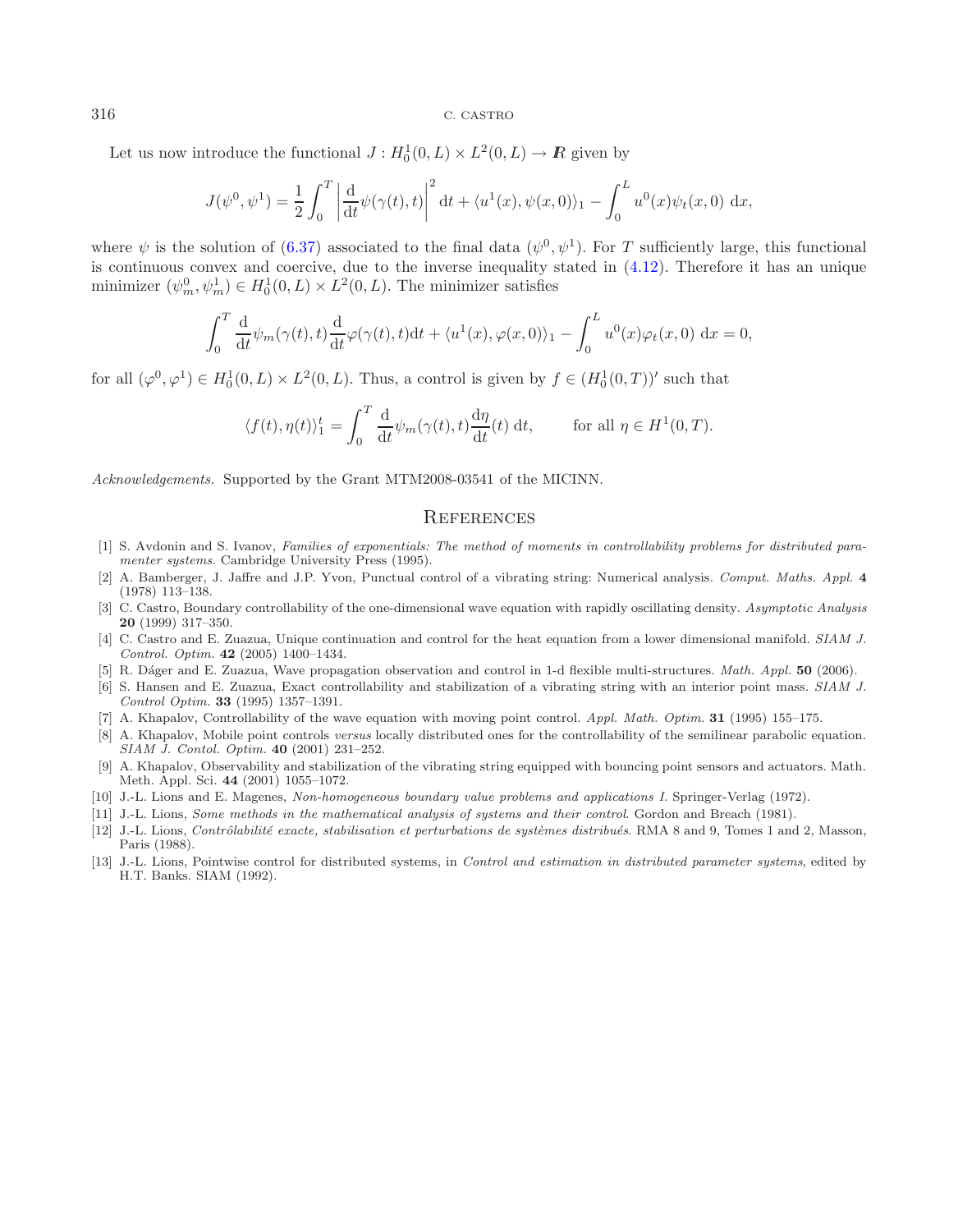Let us now introduce the functional $J : H_0^1(0,L) \times L^2(0,L) \to \mathbb{R}$ given by

$$J(\psi^0, \psi^1) = \frac{1}{2} \int_0^T \left| \frac{\mathrm{d}}{\mathrm{d}t} \psi(\gamma(t), t) \right|^2 \mathrm{d}t + \langle u^1(x), \psi(x, 0) \rangle_1 - \int_0^L u^0(x) \psi_t(x, 0) \, \mathrm{d}x,$$

where $\psi$ is the solution of (6.37) associated to the final data $(\psi^0, \psi^1)$. For $T$ sufficiently large, this functional is continuous convex and coercive, due to the inverse inequality stated in (4.12). Therefore it has an unique minimizer $(\psi_m^0, \psi_m^1) \in H_0^1(0,L) \times L^2(0,L)$. The minimizer satisfies

$$\int_0^T \frac{\mathrm{d}}{\mathrm{d}t} \psi_m(\gamma(t), t) \frac{\mathrm{d}}{\mathrm{d}t} \varphi(\gamma(t), t) \mathrm{d}t + \langle u^1(x), \varphi(x, 0) \rangle_1 - \int_0^L u^0(x) \varphi_t(x, 0) \, \mathrm{d}x = 0,$$

for all $(\varphi^0, \varphi^1) \in H_0^1(0,L) \times L^2(0,L)$. Thus, a control is given by $f \in (H_0^1(0,T))'$ such that

$$\langle f(t), \eta(t) \rangle_1^t = \int_0^T \frac{\mathrm{d}}{\mathrm{d}t} \psi_m(\gamma(t), t) \frac{\mathrm{d}\eta}{\mathrm{d}t}(t) \, \mathrm{d}t, \qquad \text{for all } \eta \in H^1(0,T).$$

*Acknowledgements.* Supported by the Grant MTM2008-03541 of the MICINN.

## References

[1] S. Avdonin and S. Ivanov, *Families of exponentials: The method of moments in controllability problems for distributed paramenter systems.* Cambridge University Press (1995).

[2] A. Bamberger, J. Jaffre and J.P. Yvon, Punctual control of a vibrating string: Numerical analysis. *Comput. Maths. Appl.* **4** (1978) 113–138.

[3] C. Castro, Boundary controllability of the one-dimensional wave equation with rapidly oscillating density. *Asymptotic Analysis* **20** (1999) 317–350.

[4] C. Castro and E. Zuazua, Unique continuation and control for the heat equation from a lower dimensional manifold. *SIAM J. Control. Optim.* **42** (2005) 1400–1434.

[5] R. Dáger and E. Zuazua, Wave propagation observation and control in 1-d flexible multi-structures. *Math. Appl.* **50** (2006).

[6] S. Hansen and E. Zuazua, Exact controllability and stabilization of a vibrating string with an interior point mass. *SIAM J. Control Optim.* **33** (1995) 1357–1391.

[7] A. Khapalov, Controllability of the wave equation with moving point control. *Appl. Math. Optim.* **31** (1995) 155–175.

[8] A. Khapalov, Mobile point controls *versus* locally distributed ones for the controllability of the semilinear parabolic equation. *SIAM J. Contol. Optim.* **40** (2001) 231–252.

[9] A. Khapalov, Observability and stabilization of the vibrating string equipped with bouncing point sensors and actuators. Math. Meth. Appl. Sci. **44** (2001) 1055–1072.

[10] J.-L. Lions and E. Magenes, *Non-homogeneous boundary value problems and applications I.* Springer-Verlag (1972).

[11] J.-L. Lions, *Some methods in the mathematical analysis of systems and their control*. Gordon and Breach (1981).

[12] J.-L. Lions, *Contrôlabilité exacte, stabilisation et perturbations de systèmes distribués*. RMA 8 and 9, Tomes 1 and 2, Masson, Paris (1988).

[13] J.-L. Lions, Pointwise control for distributed systems, in *Control and estimation in distributed parameter systems*, edited by H.T. Banks. SIAM (1992).